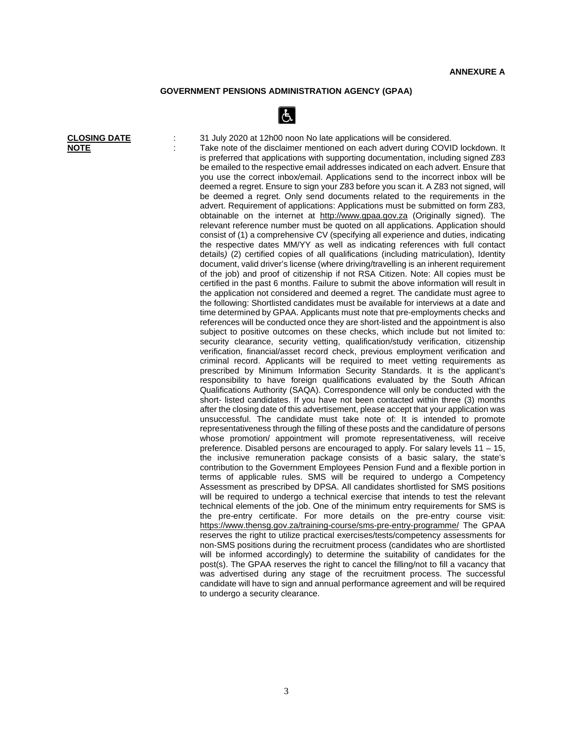**ANNEXURE A**

## GOVERNMENT PENSIONS ADMINISTRATION AGENCY (GPAA)

**CLOSING DATE** : 31 July 2020 at 12h00 noon No late applications will be considered.

**NOTE** : Take note of the disclaimer mentioned on each advert during COVID lockdown. It is preferred that applications with supporting documentation, including signed Z83 be emailed to the respective email addresses indicated on each advert. Ensure that you use the correct inbox/email. Applications send to the incorrect inbox will be deemed a regret. Ensure to sign your Z83 before you scan it. A Z83 not signed, will be deemed a regret. Only send documents related to the requirements in the advert. Requirement of applications: Applications must be submitted on form Z83, obtainable on the internet at http://www.gpaa.gov.za (Originally signed). The relevant reference number must be quoted on all applications. Application should consist of (1) a comprehensive CV (specifying all experience and duties, indicating the respective dates MM/YY as well as indicating references with full contact details*)* (2) certified copies of all qualifications (including matriculation), Identity document, valid driver's license (where driving/travelling is an inherent requirement of the job) and proof of citizenship if not RSA Citizen. Note: All copies must be certified in the past 6 months. Failure to submit the above information will result in the application not considered and deemed a regret. The candidate must agree to the following: Shortlisted candidates must be available for interviews at a date and time determined by GPAA. Applicants must note that pre-employments checks and references will be conducted once they are short-listed and the appointment is also subject to positive outcomes on these checks, which include but not limited to: security clearance, security vetting, qualification/study verification, citizenship verification, financial/asset record check, previous employment verification and criminal record. Applicants will be required to meet vetting requirements as prescribed by Minimum Information Security Standards. It is the applicant's responsibility to have foreign qualifications evaluated by the South African Qualifications Authority (SAQA). Correspondence will only be conducted with the short- listed candidates. If you have not been contacted within three (3) months after the closing date of this advertisement, please accept that your application was unsuccessful. The candidate must take note of: It is intended to promote representativeness through the filling of these posts and the candidature of persons whose promotion/ appointment will promote representativeness, will receive preference. Disabled persons are encouraged to apply. For salary levels 11 – 15, the inclusive remuneration package consists of a basic salary, the state's contribution to the Government Employees Pension Fund and a flexible portion in terms of applicable rules. SMS will be required to undergo a Competency Assessment as prescribed by DPSA. All candidates shortlisted for SMS positions will be required to undergo a technical exercise that intends to test the relevant technical elements of the job. One of the minimum entry requirements for SMS is the pre-entry certificate. For more details on the pre-entry course visit: https://www.thensg.gov.za/training-course/sms-pre-entry-programme/ The GPAA reserves the right to utilize practical exercises/tests/competency assessments for non-SMS positions during the recruitment process (candidates who are shortlisted will be informed accordingly) to determine the suitability of candidates for the post(s). The GPAA reserves the right to cancel the filling/not to fill a vacancy that was advertised during any stage of the recruitment process. The successful candidate will have to sign and annual performance agreement and will be required to undergo a security clearance.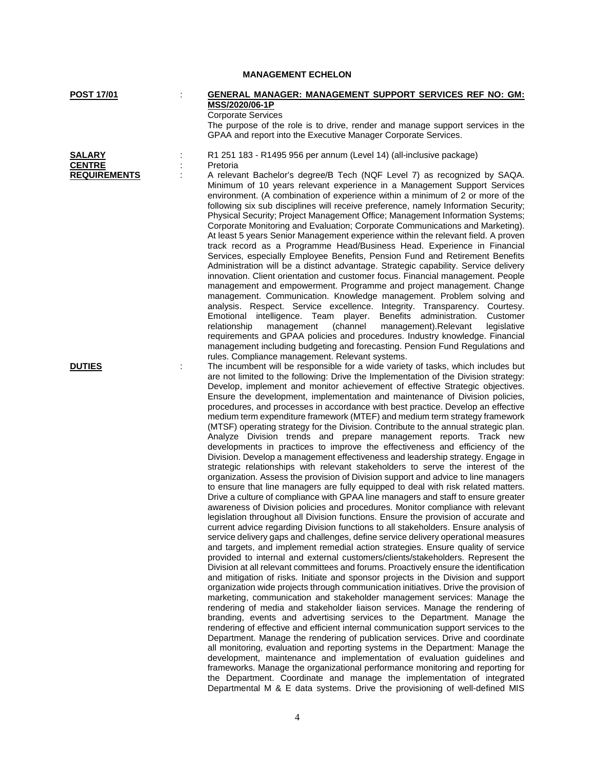## MANAGEMENT ECHELON

**POST 17/01** : **GENERAL MANAGER: MANAGEMENT SUPPORT SERVICES REF NO: GM: MSS/2020/06-1P**

Corporate Services

The purpose of the role is to drive, render and manage support services in the GPAA and report into the Executive Manager Corporate Services.

**SALARY** : R1 251 183 - R1495 956 per annum (Level 14) (all-inclusive package)

**CENTRE** : Pretoria

**REQUIREMENTS** : A relevant Bachelor's degree/B Tech (NQF Level 7) as recognized by SAQA. Minimum of 10 years relevant experience in a Management Support Services environment. (A combination of experience within a minimum of 2 or more of the following six sub disciplines will receive preference, namely Information Security; Physical Security; Project Management Office; Management Information Systems; Corporate Monitoring and Evaluation; Corporate Communications and Marketing). At least 5 years Senior Management experience within the relevant field. A proven track record as a Programme Head/Business Head. Experience in Financial Services, especially Employee Benefits, Pension Fund and Retirement Benefits Administration will be a distinct advantage. Strategic capability. Service delivery innovation. Client orientation and customer focus. Financial management. People management and empowerment. Programme and project management. Change management. Communication. Knowledge management. Problem solving and analysis. Respect. Service excellence. Integrity. Transparency. Courtesy. Emotional intelligence. Team player. Benefits administration. Customer relationship management (channel management).Relevant legislative requirements and GPAA policies and procedures. Industry knowledge. Financial management including budgeting and forecasting. Pension Fund Regulations and rules. Compliance management. Relevant systems.

**DUTIES** : The incumbent will be responsible for a wide variety of tasks, which includes but are not limited to the following: Drive the Implementation of the Division strategy: Develop, implement and monitor achievement of effective Strategic objectives. Ensure the development, implementation and maintenance of Division policies, procedures, and processes in accordance with best practice. Develop an effective medium term expenditure framework (MTEF) and medium term strategy framework (MTSF) operating strategy for the Division. Contribute to the annual strategic plan. Analyze Division trends and prepare management reports. Track new developments in practices to improve the effectiveness and efficiency of the Division. Develop a management effectiveness and leadership strategy. Engage in strategic relationships with relevant stakeholders to serve the interest of the organization. Assess the provision of Division support and advice to line managers to ensure that line managers are fully equipped to deal with risk related matters. Drive a culture of compliance with GPAA line managers and staff to ensure greater awareness of Division policies and procedures. Monitor compliance with relevant legislation throughout all Division functions. Ensure the provision of accurate and current advice regarding Division functions to all stakeholders. Ensure analysis of service delivery gaps and challenges, define service delivery operational measures and targets, and implement remedial action strategies. Ensure quality of service provided to internal and external customers/clients/stakeholders. Represent the Division at all relevant committees and forums. Proactively ensure the identification and mitigation of risks. Initiate and sponsor projects in the Division and support organization wide projects through communication initiatives. Drive the provision of marketing, communication and stakeholder management services: Manage the rendering of media and stakeholder liaison services. Manage the rendering of branding, events and advertising services to the Department. Manage the rendering of effective and efficient internal communication support services to the Department. Manage the rendering of publication services. Drive and coordinate all monitoring, evaluation and reporting systems in the Department: Manage the development, maintenance and implementation of evaluation guidelines and frameworks. Manage the organizational performance monitoring and reporting for the Department. Coordinate and manage the implementation of integrated Departmental M & E data systems. Drive the provisioning of well-defined MIS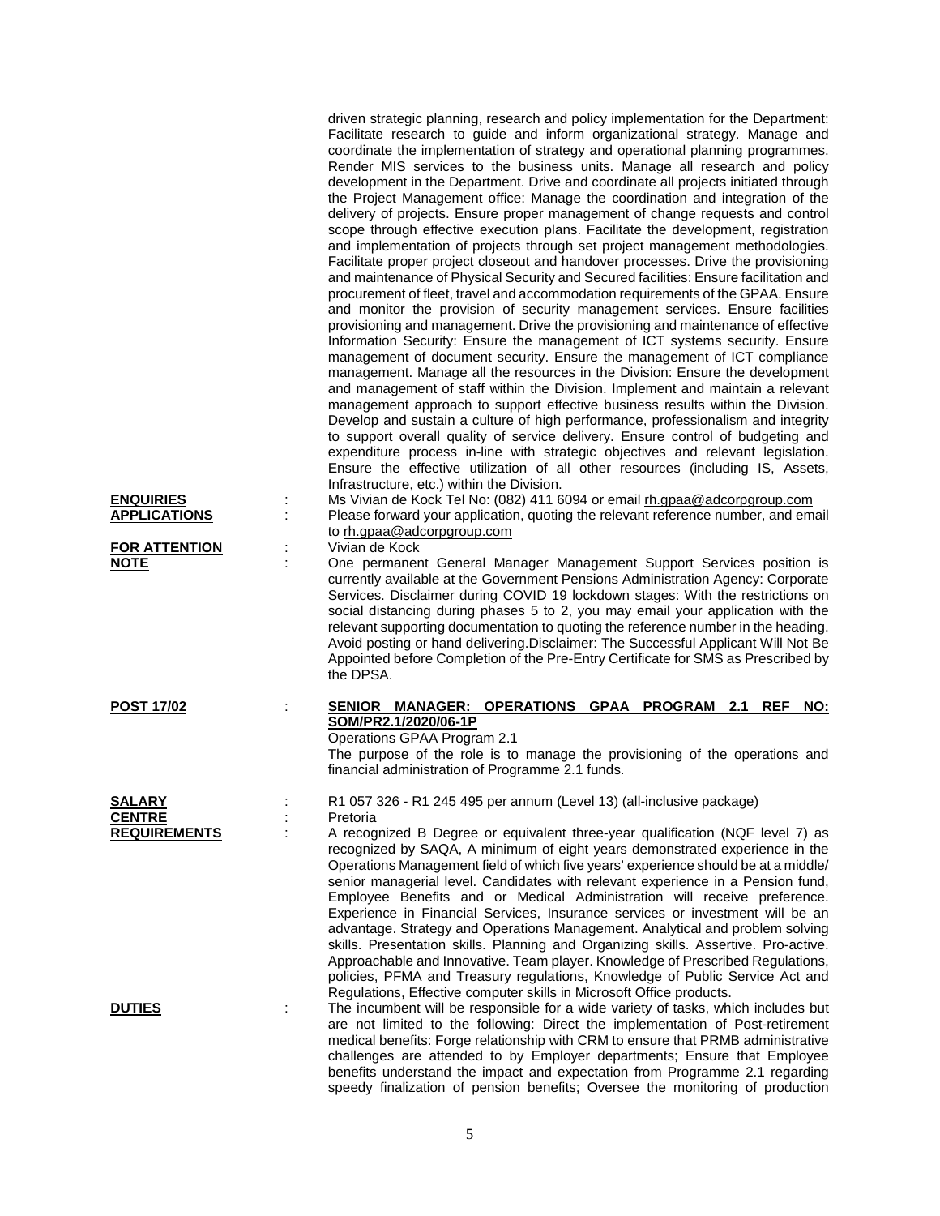driven strategic planning, research and policy implementation for the Department: Facilitate research to guide and inform organizational strategy. Manage and coordinate the implementation of strategy and operational planning programmes. Render MIS services to the business units. Manage all research and policy development in the Department. Drive and coordinate all projects initiated through the Project Management office: Manage the coordination and integration of the delivery of projects. Ensure proper management of change requests and control scope through effective execution plans. Facilitate the development, registration and implementation of projects through set project management methodologies. Facilitate proper project closeout and handover processes. Drive the provisioning and maintenance of Physical Security and Secured facilities: Ensure facilitation and procurement of fleet, travel and accommodation requirements of the GPAA. Ensure and monitor the provision of security management services. Ensure facilities provisioning and management. Drive the provisioning and maintenance of effective Information Security: Ensure the management of ICT systems security. Ensure management of document security. Ensure the management of ICT compliance management. Manage all the resources in the Division: Ensure the development and management of staff within the Division. Implement and maintain a relevant management approach to support effective business results within the Division. Develop and sustain a culture of high performance, professionalism and integrity to support overall quality of service delivery. Ensure control of budgeting and expenditure process in-line with strategic objectives and relevant legislation. Ensure the effective utilization of all other resources (including IS, Assets, Infrastructure, etc.) within the Division.

**ENQUIRIES** : Ms Vivian de Kock Tel No: (082) 411 6094 or email rh.gpaa@adcorpgroup.com

**APPLICATIONS** : Please forward your application, quoting the relevant reference number, and email to rh.gpaa@adcorpgroup.com

**FOR ATTENTION** : Vivian de Kock

**NOTE** : One permanent General Manager Management Support Services position is currently available at the Government Pensions Administration Agency: Corporate Services. Disclaimer during COVID 19 lockdown stages: With the restrictions on social distancing during phases 5 to 2, you may email your application with the relevant supporting documentation to quoting the reference number in the heading. Avoid posting or hand delivering.Disclaimer: The Successful Applicant Will Not Be Appointed before Completion of the Pre-Entry Certificate for SMS as Prescribed by the DPSA.

**POST 17/02** : **SENIOR MANAGER: OPERATIONS GPAA PROGRAM 2.1 REF NO: SOM/PR2.1/2020/06-1P**

Operations GPAA Program 2.1

The purpose of the role is to manage the provisioning of the operations and financial administration of Programme 2.1 funds.

**SALARY** : R1 057 326 - R1 245 495 per annum (Level 13) (all-inclusive package)

**CENTRE** : Pretoria

**REQUIREMENTS** : A recognized B Degree or equivalent three-year qualification (NQF level 7) as recognized by SAQA, A minimum of eight years demonstrated experience in the Operations Management field of which five years' experience should be at a middle/ senior managerial level. Candidates with relevant experience in a Pension fund, Employee Benefits and or Medical Administration will receive preference. Experience in Financial Services, Insurance services or investment will be an advantage. Strategy and Operations Management. Analytical and problem solving skills. Presentation skills. Planning and Organizing skills. Assertive. Pro-active. Approachable and Innovative. Team player. Knowledge of Prescribed Regulations, policies, PFMA and Treasury regulations, Knowledge of Public Service Act and Regulations, Effective computer skills in Microsoft Office products.

**DUTIES** : The incumbent will be responsible for a wide variety of tasks, which includes but are not limited to the following: Direct the implementation of Post-retirement medical benefits: Forge relationship with CRM to ensure that PRMB administrative challenges are attended to by Employer departments; Ensure that Employee benefits understand the impact and expectation from Programme 2.1 regarding speedy finalization of pension benefits; Oversee the monitoring of production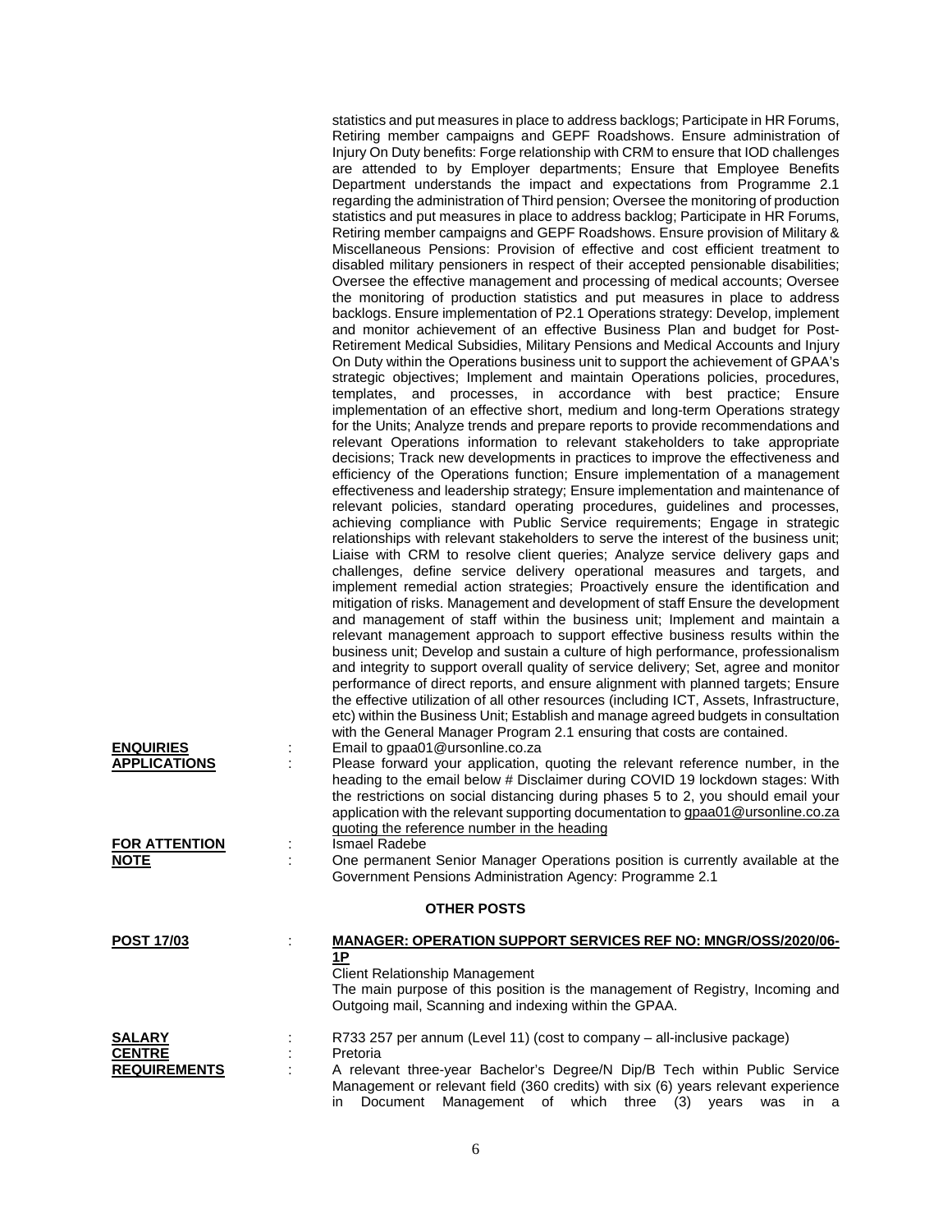statistics and put measures in place to address backlogs; Participate in HR Forums, Retiring member campaigns and GEPF Roadshows. Ensure administration of Injury On Duty benefits: Forge relationship with CRM to ensure that IOD challenges are attended to by Employer departments; Ensure that Employee Benefits Department understands the impact and expectations from Programme 2.1 regarding the administration of Third pension; Oversee the monitoring of production statistics and put measures in place to address backlog; Participate in HR Forums, Retiring member campaigns and GEPF Roadshows. Ensure provision of Military & Miscellaneous Pensions: Provision of effective and cost efficient treatment to disabled military pensioners in respect of their accepted pensionable disabilities; Oversee the effective management and processing of medical accounts; Oversee the monitoring of production statistics and put measures in place to address backlogs. Ensure implementation of P2.1 Operations strategy: Develop, implement and monitor achievement of an effective Business Plan and budget for Post-Retirement Medical Subsidies, Military Pensions and Medical Accounts and Injury On Duty within the Operations business unit to support the achievement of GPAA's strategic objectives; Implement and maintain Operations policies, procedures, templates, and processes, in accordance with best practice; Ensure implementation of an effective short, medium and long-term Operations strategy for the Units; Analyze trends and prepare reports to provide recommendations and relevant Operations information to relevant stakeholders to take appropriate decisions; Track new developments in practices to improve the effectiveness and efficiency of the Operations function; Ensure implementation of a management effectiveness and leadership strategy; Ensure implementation and maintenance of relevant policies, standard operating procedures, guidelines and processes, achieving compliance with Public Service requirements; Engage in strategic relationships with relevant stakeholders to serve the interest of the business unit; Liaise with CRM to resolve client queries; Analyze service delivery gaps and challenges, define service delivery operational measures and targets, and implement remedial action strategies; Proactively ensure the identification and mitigation of risks. Management and development of staff Ensure the development and management of staff within the business unit; Implement and maintain a relevant management approach to support effective business results within the business unit; Develop and sustain a culture of high performance, professionalism and integrity to support overall quality of service delivery; Set, agree and monitor performance of direct reports, and ensure alignment with planned targets; Ensure the effective utilization of all other resources (including ICT, Assets, Infrastructure, etc) within the Business Unit; Establish and manage agreed budgets in consultation with the General Manager Program 2.1 ensuring that costs are contained.

**ENQUIRIES** : Email to gpaa01@ursonline.co.za

**APPLICATIONS** : Please forward your application, quoting the relevant reference number, in the heading to the email below # Disclaimer during COVID 19 lockdown stages: With the restrictions on social distancing during phases 5 to 2, you should email your application with the relevant supporting documentation to gpaa01@ursonline.co.za quoting the reference number in the heading

**FOR ATTENTION** : Ismael Radebe

**NOTE** : One permanent Senior Manager Operations position is currently available at the Government Pensions Administration Agency: Programme 2.1

## OTHER POSTS

**POST 17/03** : **MANAGER: OPERATION SUPPORT SERVICES REF NO: MNGR/OSS/2020/06-1P**

Client Relationship Management

The main purpose of this position is the management of Registry, Incoming and Outgoing mail, Scanning and indexing within the GPAA.

**SALARY** : R733 257 per annum (Level 11) (cost to company – all-inclusive package)

**CENTRE** : Pretoria

**REQUIREMENTS** : A relevant three-year Bachelor's Degree/N Dip/B Tech within Public Service Management or relevant field (360 credits) with six (6) years relevant experience in Document Management of which three (3) years was in a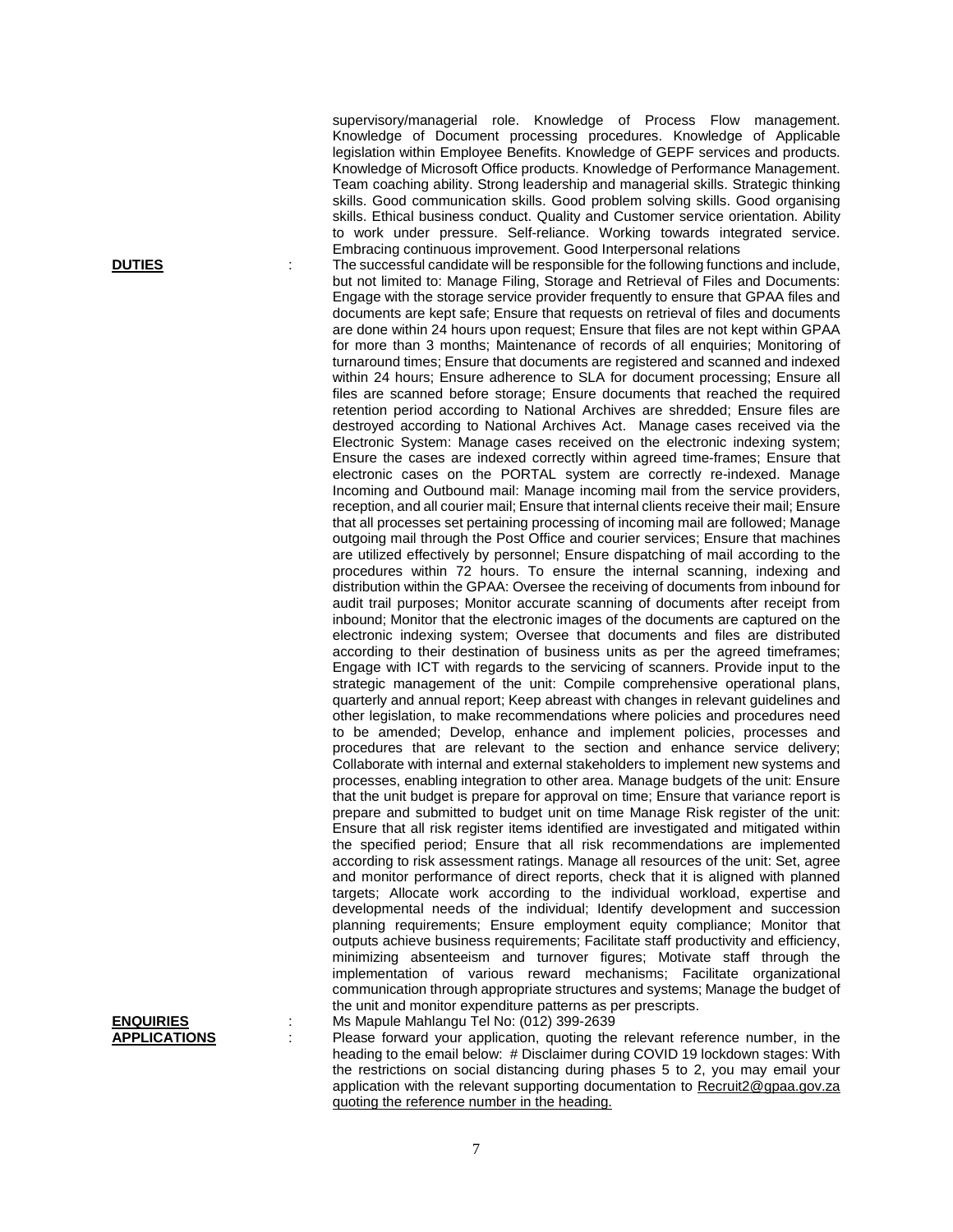supervisory/managerial role. Knowledge of Process Flow management. Knowledge of Document processing procedures. Knowledge of Applicable legislation within Employee Benefits. Knowledge of GEPF services and products. Knowledge of Microsoft Office products. Knowledge of Performance Management. Team coaching ability. Strong leadership and managerial skills. Strategic thinking skills. Good communication skills. Good problem solving skills. Good organising skills. Ethical business conduct. Quality and Customer service orientation. Ability to work under pressure. Self-reliance. Working towards integrated service. Embracing continuous improvement. Good Interpersonal relations

**DUTIES** : The successful candidate will be responsible for the following functions and include, but not limited to: Manage Filing, Storage and Retrieval of Files and Documents: Engage with the storage service provider frequently to ensure that GPAA files and documents are kept safe; Ensure that requests on retrieval of files and documents are done within 24 hours upon request; Ensure that files are not kept within GPAA for more than 3 months; Maintenance of records of all enquiries; Monitoring of turnaround times; Ensure that documents are registered and scanned and indexed within 24 hours; Ensure adherence to SLA for document processing; Ensure all files are scanned before storage; Ensure documents that reached the required retention period according to National Archives are shredded; Ensure files are destroyed according to National Archives Act. Manage cases received via the Electronic System: Manage cases received on the electronic indexing system; Ensure the cases are indexed correctly within agreed time-frames; Ensure that electronic cases on the PORTAL system are correctly re-indexed. Manage Incoming and Outbound mail: Manage incoming mail from the service providers, reception, and all courier mail; Ensure that internal clients receive their mail; Ensure that all processes set pertaining processing of incoming mail are followed; Manage outgoing mail through the Post Office and courier services; Ensure that machines are utilized effectively by personnel; Ensure dispatching of mail according to the procedures within 72 hours. To ensure the internal scanning, indexing and distribution within the GPAA: Oversee the receiving of documents from inbound for audit trail purposes; Monitor accurate scanning of documents after receipt from inbound; Monitor that the electronic images of the documents are captured on the electronic indexing system; Oversee that documents and files are distributed according to their destination of business units as per the agreed timeframes; Engage with ICT with regards to the servicing of scanners. Provide input to the strategic management of the unit: Compile comprehensive operational plans, quarterly and annual report; Keep abreast with changes in relevant guidelines and other legislation, to make recommendations where policies and procedures need to be amended; Develop, enhance and implement policies, processes and procedures that are relevant to the section and enhance service delivery; Collaborate with internal and external stakeholders to implement new systems and processes, enabling integration to other area. Manage budgets of the unit: Ensure that the unit budget is prepare for approval on time; Ensure that variance report is prepare and submitted to budget unit on time Manage Risk register of the unit: Ensure that all risk register items identified are investigated and mitigated within the specified period; Ensure that all risk recommendations are implemented according to risk assessment ratings. Manage all resources of the unit: Set, agree and monitor performance of direct reports, check that it is aligned with planned targets; Allocate work according to the individual workload, expertise and developmental needs of the individual; Identify development and succession planning requirements; Ensure employment equity compliance; Monitor that outputs achieve business requirements; Facilitate staff productivity and efficiency, minimizing absenteeism and turnover figures; Motivate staff through the implementation of various reward mechanisms; Facilitate organizational communication through appropriate structures and systems; Manage the budget of the unit and monitor expenditure patterns as per prescripts.

**ENQUIRIES** : Ms Mapule Mahlangu Tel No: (012) 399-2639

**APPLICATIONS** : Please forward your application, quoting the relevant reference number, in the heading to the email below: # Disclaimer during COVID 19 lockdown stages: With the restrictions on social distancing during phases 5 to 2, you may email your application with the relevant supporting documentation to Recruit2@gpaa.gov.za quoting the reference number in the heading.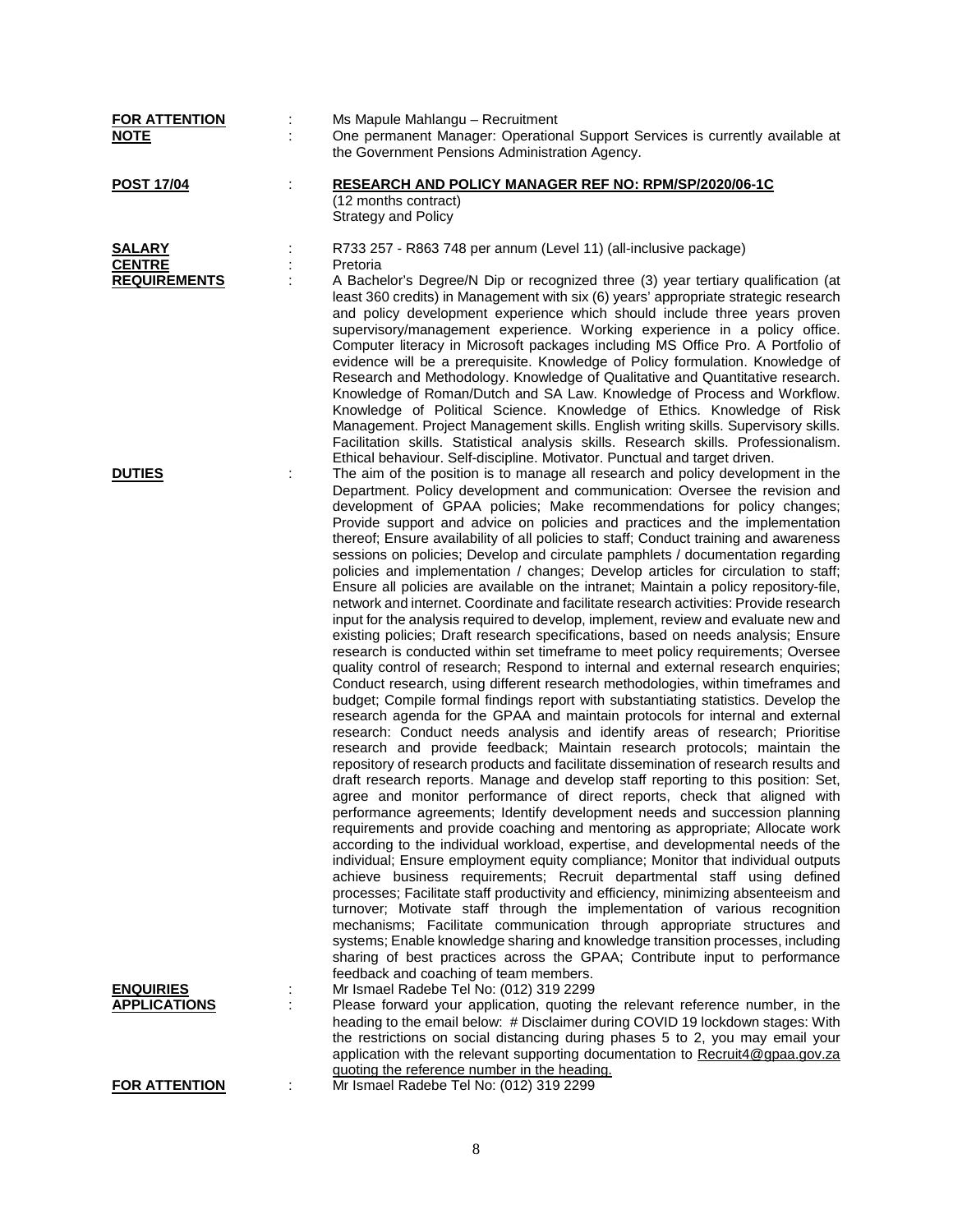**FOR ATTENTION** : Ms Mapule Mahlangu – Recruitment

**NOTE** : One permanent Manager: Operational Support Services is currently available at the Government Pensions Administration Agency.

**POST 17/04** : **RESEARCH AND POLICY MANAGER REF NO: RPM/SP/2020/06-1C**
(12 months contract)
Strategy and Policy

**SALARY** : R733 257 - R863 748 per annum (Level 11) (all-inclusive package)

**CENTRE** : Pretoria

**REQUIREMENTS** : A Bachelor's Degree/N Dip or recognized three (3) year tertiary qualification (at least 360 credits) in Management with six (6) years' appropriate strategic research and policy development experience which should include three years proven supervisory/management experience. Working experience in a policy office. Computer literacy in Microsoft packages including MS Office Pro. A Portfolio of evidence will be a prerequisite. Knowledge of Policy formulation. Knowledge of Research and Methodology. Knowledge of Qualitative and Quantitative research. Knowledge of Roman/Dutch and SA Law. Knowledge of Process and Workflow. Knowledge of Political Science. Knowledge of Ethics. Knowledge of Risk Management. Project Management skills. English writing skills. Supervisory skills. Facilitation skills. Statistical analysis skills. Research skills. Professionalism. Ethical behaviour. Self-discipline. Motivator. Punctual and target driven.

**DUTIES** : The aim of the position is to manage all research and policy development in the Department. Policy development and communication: Oversee the revision and development of GPAA policies; Make recommendations for policy changes; Provide support and advice on policies and practices and the implementation thereof; Ensure availability of all policies to staff; Conduct training and awareness sessions on policies; Develop and circulate pamphlets / documentation regarding policies and implementation / changes; Develop articles for circulation to staff; Ensure all policies are available on the intranet; Maintain a policy repository-file, network and internet. Coordinate and facilitate research activities: Provide research input for the analysis required to develop, implement, review and evaluate new and existing policies; Draft research specifications, based on needs analysis; Ensure research is conducted within set timeframe to meet policy requirements; Oversee quality control of research; Respond to internal and external research enquiries; Conduct research, using different research methodologies, within timeframes and budget; Compile formal findings report with substantiating statistics. Develop the research agenda for the GPAA and maintain protocols for internal and external research: Conduct needs analysis and identify areas of research; Prioritise research and provide feedback; Maintain research protocols; maintain the repository of research products and facilitate dissemination of research results and draft research reports. Manage and develop staff reporting to this position: Set, agree and monitor performance of direct reports, check that aligned with performance agreements; Identify development needs and succession planning requirements and provide coaching and mentoring as appropriate; Allocate work according to the individual workload, expertise, and developmental needs of the individual; Ensure employment equity compliance; Monitor that individual outputs achieve business requirements; Recruit departmental staff using defined processes; Facilitate staff productivity and efficiency, minimizing absenteeism and turnover; Motivate staff through the implementation of various recognition mechanisms; Facilitate communication through appropriate structures and systems; Enable knowledge sharing and knowledge transition processes, including sharing of best practices across the GPAA; Contribute input to performance feedback and coaching of team members.

**ENQUIRIES** : Mr Ismael Radebe Tel No: (012) 319 2299

**APPLICATIONS** : Please forward your application, quoting the relevant reference number, in the heading to the email below: # Disclaimer during COVID 19 lockdown stages: With the restrictions on social distancing during phases 5 to 2, you may email your application with the relevant supporting documentation to Recruit4@gpaa.gov.za quoting the reference number in the heading.

**FOR ATTENTION** : Mr Ismael Radebe Tel No: (012) 319 2299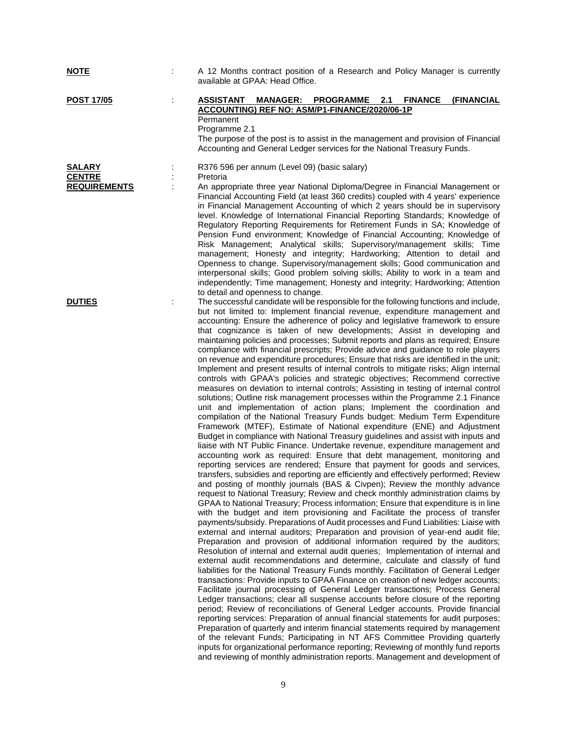**NOTE** : A 12 Months contract position of a Research and Policy Manager is currently available at GPAA: Head Office.

**POST 17/05** : **ASSISTANT MANAGER: PROGRAMME 2.1 FINANCE (FINANCIAL ACCOUNTING) REF NO: ASM/P1-FINANCE/2020/06-1P**
Permanent
Programme 2.1
The purpose of the post is to assist in the management and provision of Financial Accounting and General Ledger services for the National Treasury Funds.

**SALARY** : R376 596 per annum (Level 09) (basic salary)

**CENTRE** : Pretoria

**REQUIREMENTS** : An appropriate three year National Diploma/Degree in Financial Management or Financial Accounting Field (at least 360 credits) coupled with 4 years' experience in Financial Management Accounting of which 2 years should be in supervisory level. Knowledge of International Financial Reporting Standards; Knowledge of Regulatory Reporting Requirements for Retirement Funds in SA; Knowledge of Pension Fund environment; Knowledge of Financial Accounting; Knowledge of Risk Management; Analytical skills; Supervisory/management skills; Time management; Honesty and integrity; Hardworking; Attention to detail and Openness to change. Supervisory/management skills; Good communication and interpersonal skills; Good problem solving skills; Ability to work in a team and independently; Time management; Honesty and integrity; Hardworking; Attention to detail and openness to change.

**DUTIES** : The successful candidate will be responsible for the following functions and include, but not limited to: Implement financial revenue, expenditure management and accounting: Ensure the adherence of policy and legislative framework to ensure that cognizance is taken of new developments; Assist in developing and maintaining policies and processes; Submit reports and plans as required; Ensure compliance with financial prescripts; Provide advice and guidance to role players on revenue and expenditure procedures; Ensure that risks are identified in the unit; Implement and present results of internal controls to mitigate risks; Align internal controls with GPAA's policies and strategic objectives; Recommend corrective measures on deviation to internal controls; Assisting in testing of internal control solutions; Outline risk management processes within the Programme 2.1 Finance unit and implementation of action plans; Implement the coordination and compilation of the National Treasury Funds budget: Medium Term Expenditure Framework (MTEF), Estimate of National expenditure (ENE) and Adjustment Budget in compliance with National Treasury guidelines and assist with inputs and liaise with NT Public Finance. Undertake revenue, expenditure management and accounting work as required: Ensure that debt management, monitoring and reporting services are rendered; Ensure that payment for goods and services, transfers, subsidies and reporting are efficiently and effectively performed; Review and posting of monthly journals (BAS & Civpen); Review the monthly advance request to National Treasury; Review and check monthly administration claims by GPAA to National Treasury; Process information; Ensure that expenditure is in line with the budget and item provisioning and Facilitate the process of transfer payments/subsidy. Preparations of Audit processes and Fund Liabilities: Liaise with external and internal auditors; Preparation and provision of year-end audit file; Preparation and provision of additional information required by the auditors; Resolution of internal and external audit queries; Implementation of internal and external audit recommendations and determine, calculate and classify of fund liabilities for the National Treasury Funds monthly. Facilitation of General Ledger transactions: Provide inputs to GPAA Finance on creation of new ledger accounts; Facilitate journal processing of General Ledger transactions; Process General Ledger transactions; clear all suspense accounts before closure of the reporting period; Review of reconciliations of General Ledger accounts. Provide financial reporting services: Preparation of annual financial statements for audit purposes; Preparation of quarterly and interim financial statements required by management of the relevant Funds; Participating in NT AFS Committee Providing quarterly inputs for organizational performance reporting; Reviewing of monthly fund reports and reviewing of monthly administration reports. Management and development of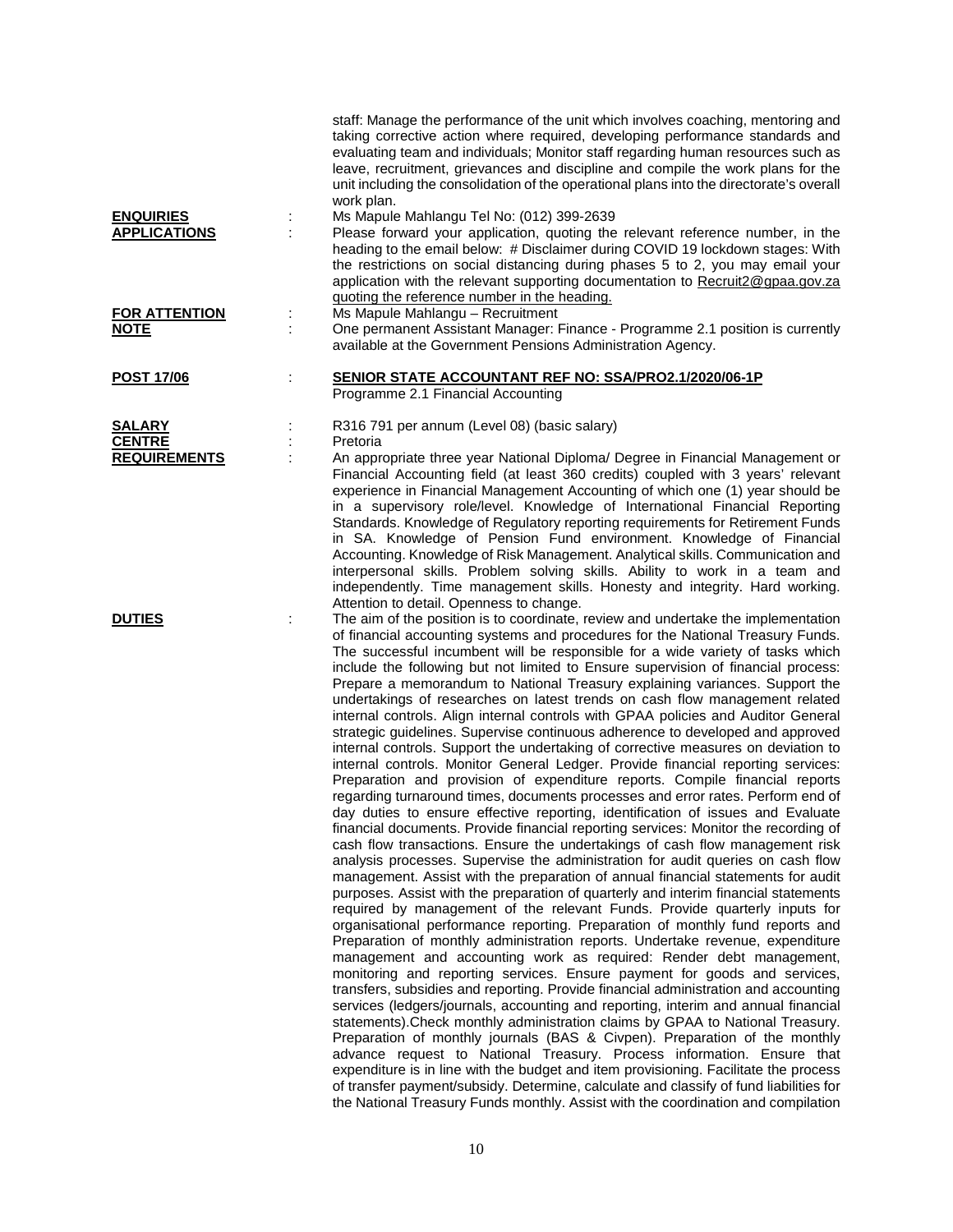staff: Manage the performance of the unit which involves coaching, mentoring and taking corrective action where required, developing performance standards and evaluating team and individuals; Monitor staff regarding human resources such as leave, recruitment, grievances and discipline and compile the work plans for the unit including the consolidation of the operational plans into the directorate's overall work plan.

**ENQUIRIES** : Ms Mapule Mahlangu Tel No: (012) 399-2639

**APPLICATIONS** : Please forward your application, quoting the relevant reference number, in the heading to the email below: # Disclaimer during COVID 19 lockdown stages: With the restrictions on social distancing during phases 5 to 2, you may email your application with the relevant supporting documentation to Recruit2@gpaa.gov.za quoting the reference number in the heading.

**FOR ATTENTION** : Ms Mapule Mahlangu – Recruitment

**NOTE** : One permanent Assistant Manager: Finance - Programme 2.1 position is currently available at the Government Pensions Administration Agency.

**POST 17/06** : **SENIOR STATE ACCOUNTANT REF NO: SSA/PRO2.1/2020/06-1P**
Programme 2.1 Financial Accounting

**SALARY** : R316 791 per annum (Level 08) (basic salary)

**CENTRE** : Pretoria

**REQUIREMENTS** : An appropriate three year National Diploma/ Degree in Financial Management or Financial Accounting field (at least 360 credits) coupled with 3 years' relevant experience in Financial Management Accounting of which one (1) year should be in a supervisory role/level. Knowledge of International Financial Reporting Standards. Knowledge of Regulatory reporting requirements for Retirement Funds in SA. Knowledge of Pension Fund environment. Knowledge of Financial Accounting. Knowledge of Risk Management. Analytical skills. Communication and interpersonal skills. Problem solving skills. Ability to work in a team and independently. Time management skills. Honesty and integrity. Hard working. Attention to detail. Openness to change.

**DUTIES** : The aim of the position is to coordinate, review and undertake the implementation of financial accounting systems and procedures for the National Treasury Funds. The successful incumbent will be responsible for a wide variety of tasks which include the following but not limited to Ensure supervision of financial process: Prepare a memorandum to National Treasury explaining variances. Support the undertakings of researches on latest trends on cash flow management related internal controls. Align internal controls with GPAA policies and Auditor General strategic guidelines. Supervise continuous adherence to developed and approved internal controls. Support the undertaking of corrective measures on deviation to internal controls. Monitor General Ledger. Provide financial reporting services: Preparation and provision of expenditure reports. Compile financial reports regarding turnaround times, documents processes and error rates. Perform end of day duties to ensure effective reporting, identification of issues and Evaluate financial documents. Provide financial reporting services: Monitor the recording of cash flow transactions. Ensure the undertakings of cash flow management risk analysis processes. Supervise the administration for audit queries on cash flow management. Assist with the preparation of annual financial statements for audit purposes. Assist with the preparation of quarterly and interim financial statements required by management of the relevant Funds. Provide quarterly inputs for organisational performance reporting. Preparation of monthly fund reports and Preparation of monthly administration reports. Undertake revenue, expenditure management and accounting work as required: Render debt management, monitoring and reporting services. Ensure payment for goods and services, transfers, subsidies and reporting. Provide financial administration and accounting services (ledgers/journals, accounting and reporting, interim and annual financial statements).Check monthly administration claims by GPAA to National Treasury. Preparation of monthly journals (BAS & Civpen). Preparation of the monthly advance request to National Treasury. Process information. Ensure that expenditure is in line with the budget and item provisioning. Facilitate the process of transfer payment/subsidy. Determine, calculate and classify of fund liabilities for the National Treasury Funds monthly. Assist with the coordination and compilation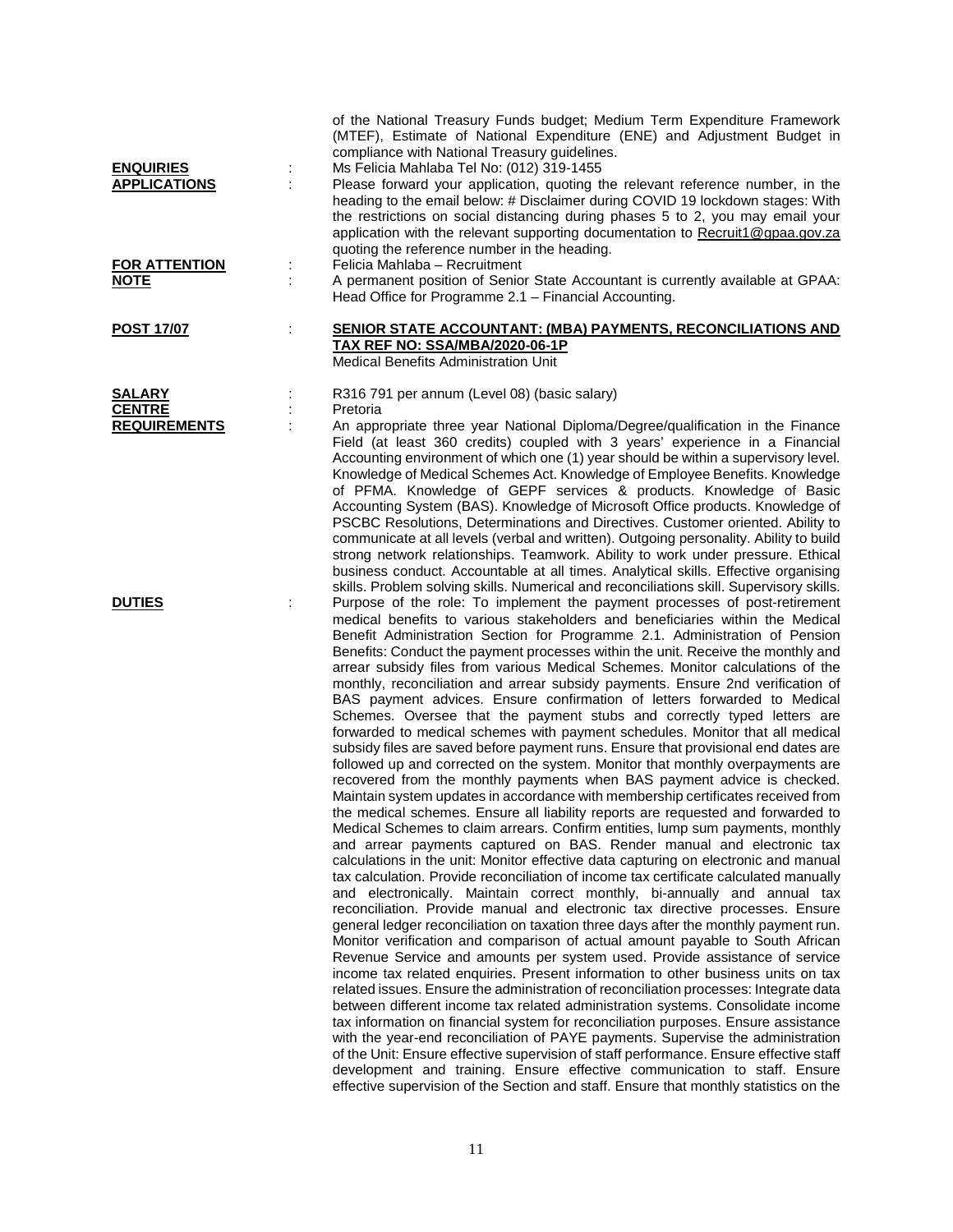of the National Treasury Funds budget; Medium Term Expenditure Framework (MTEF), Estimate of National Expenditure (ENE) and Adjustment Budget in compliance with National Treasury guidelines.

**ENQUIRIES** : Ms Felicia Mahlaba Tel No: (012) 319-1455

**APPLICATIONS** : Please forward your application, quoting the relevant reference number, in the heading to the email below: # Disclaimer during COVID 19 lockdown stages: With the restrictions on social distancing during phases 5 to 2, you may email your application with the relevant supporting documentation to Recruit1@gpaa.gov.za quoting the reference number in the heading.

**FOR ATTENTION** : Felicia Mahlaba – Recruitment

**NOTE** : A permanent position of Senior State Accountant is currently available at GPAA: Head Office for Programme 2.1 – Financial Accounting.

**POST 17/07** : **SENIOR STATE ACCOUNTANT: (MBA) PAYMENTS, RECONCILIATIONS AND TAX REF NO: SSA/MBA/2020-06-1P**

Medical Benefits Administration Unit

**SALARY** : R316 791 per annum (Level 08) (basic salary)

**CENTRE** : Pretoria

**REQUIREMENTS** : An appropriate three year National Diploma/Degree/qualification in the Finance Field (at least 360 credits) coupled with 3 years' experience in a Financial Accounting environment of which one (1) year should be within a supervisory level. Knowledge of Medical Schemes Act. Knowledge of Employee Benefits. Knowledge of PFMA. Knowledge of GEPF services & products. Knowledge of Basic Accounting System (BAS). Knowledge of Microsoft Office products. Knowledge of PSCBC Resolutions, Determinations and Directives. Customer oriented. Ability to communicate at all levels (verbal and written). Outgoing personality. Ability to build strong network relationships. Teamwork. Ability to work under pressure. Ethical business conduct. Accountable at all times. Analytical skills. Effective organising skills. Problem solving skills. Numerical and reconciliations skill. Supervisory skills.

**DUTIES** : Purpose of the role: To implement the payment processes of post-retirement medical benefits to various stakeholders and beneficiaries within the Medical Benefit Administration Section for Programme 2.1. Administration of Pension Benefits: Conduct the payment processes within the unit. Receive the monthly and arrear subsidy files from various Medical Schemes. Monitor calculations of the monthly, reconciliation and arrear subsidy payments. Ensure 2nd verification of BAS payment advices. Ensure confirmation of letters forwarded to Medical Schemes. Oversee that the payment stubs and correctly typed letters are forwarded to medical schemes with payment schedules. Monitor that all medical subsidy files are saved before payment runs. Ensure that provisional end dates are followed up and corrected on the system. Monitor that monthly overpayments are recovered from the monthly payments when BAS payment advice is checked. Maintain system updates in accordance with membership certificates received from the medical schemes. Ensure all liability reports are requested and forwarded to Medical Schemes to claim arrears. Confirm entities, lump sum payments, monthly and arrear payments captured on BAS. Render manual and electronic tax calculations in the unit: Monitor effective data capturing on electronic and manual tax calculation. Provide reconciliation of income tax certificate calculated manually and electronically. Maintain correct monthly, bi-annually and annual tax reconciliation. Provide manual and electronic tax directive processes. Ensure general ledger reconciliation on taxation three days after the monthly payment run. Monitor verification and comparison of actual amount payable to South African Revenue Service and amounts per system used. Provide assistance of service income tax related enquiries. Present information to other business units on tax related issues. Ensure the administration of reconciliation processes: Integrate data between different income tax related administration systems. Consolidate income tax information on financial system for reconciliation purposes. Ensure assistance with the year-end reconciliation of PAYE payments. Supervise the administration of the Unit: Ensure effective supervision of staff performance. Ensure effective staff development and training. Ensure effective communication to staff. Ensure effective supervision of the Section and staff. Ensure that monthly statistics on the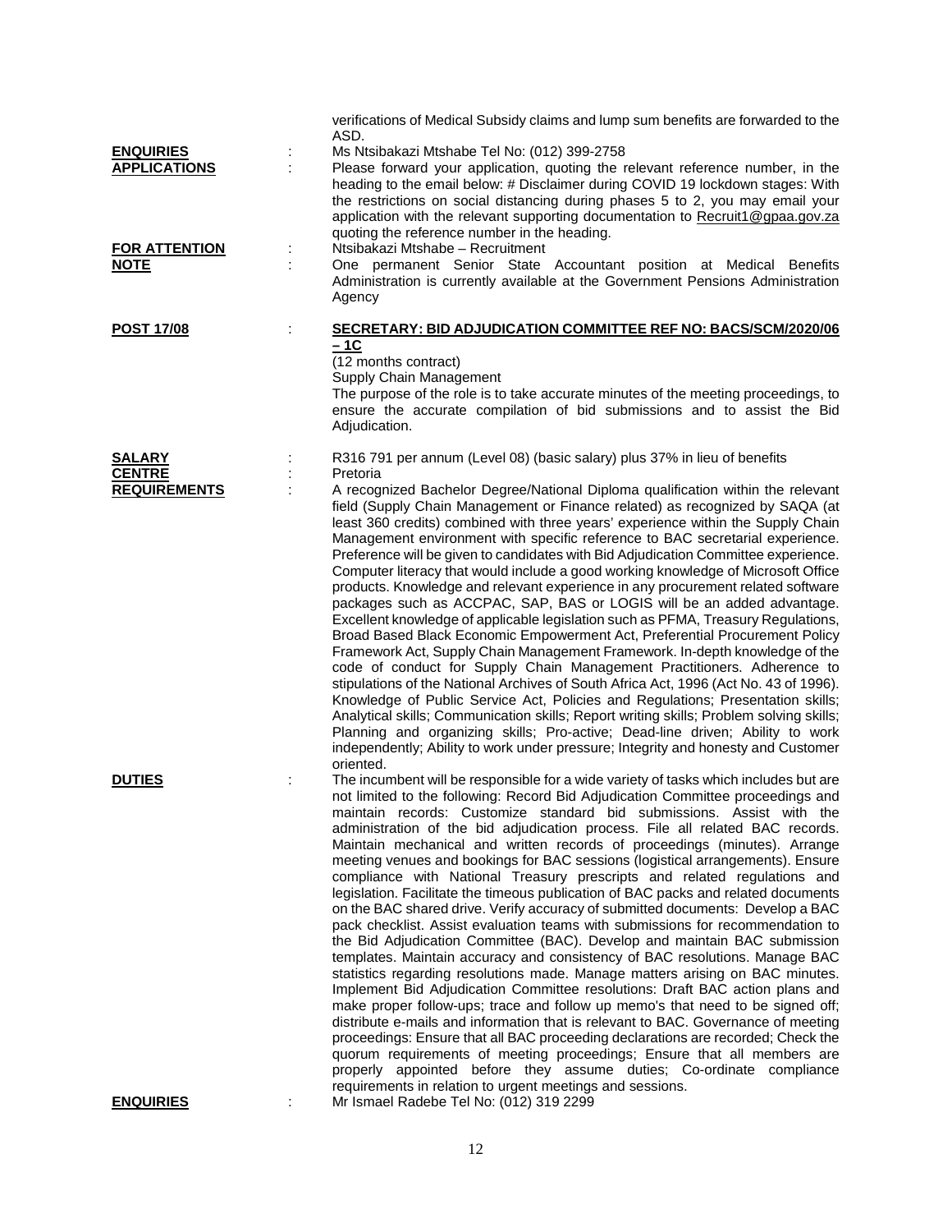verifications of Medical Subsidy claims and lump sum benefits are forwarded to the ASD.

**ENQUIRIES** : Ms Ntsibakazi Mtshabe Tel No: (012) 399-2758

**APPLICATIONS** : Please forward your application, quoting the relevant reference number, in the heading to the email below: # Disclaimer during COVID 19 lockdown stages: With the restrictions on social distancing during phases 5 to 2, you may email your application with the relevant supporting documentation to Recruit1@gpaa.gov.za quoting the reference number in the heading.

**FOR ATTENTION** : Ntsibakazi Mtshabe – Recruitment

**NOTE** : One permanent Senior State Accountant position at Medical Benefits Administration is currently available at the Government Pensions Administration Agency

**POST 17/08** : **SECRETARY: BID ADJUDICATION COMMITTEE REF NO: BACS/SCM/2020/06 – 1C**

(12 months contract)
Supply Chain Management
The purpose of the role is to take accurate minutes of the meeting proceedings, to ensure the accurate compilation of bid submissions and to assist the Bid Adjudication.

**SALARY** : R316 791 per annum (Level 08) (basic salary) plus 37% in lieu of benefits

**CENTRE** : Pretoria

**REQUIREMENTS** : A recognized Bachelor Degree/National Diploma qualification within the relevant field (Supply Chain Management or Finance related) as recognized by SAQA (at least 360 credits) combined with three years' experience within the Supply Chain Management environment with specific reference to BAC secretarial experience. Preference will be given to candidates with Bid Adjudication Committee experience. Computer literacy that would include a good working knowledge of Microsoft Office products. Knowledge and relevant experience in any procurement related software packages such as ACCPAC, SAP, BAS or LOGIS will be an added advantage. Excellent knowledge of applicable legislation such as PFMA, Treasury Regulations, Broad Based Black Economic Empowerment Act, Preferential Procurement Policy Framework Act, Supply Chain Management Framework. In-depth knowledge of the code of conduct for Supply Chain Management Practitioners. Adherence to stipulations of the National Archives of South Africa Act, 1996 (Act No. 43 of 1996). Knowledge of Public Service Act, Policies and Regulations; Presentation skills; Analytical skills; Communication skills; Report writing skills; Problem solving skills; Planning and organizing skills; Pro-active; Dead-line driven; Ability to work independently; Ability to work under pressure; Integrity and honesty and Customer oriented.

**DUTIES** : The incumbent will be responsible for a wide variety of tasks which includes but are not limited to the following: Record Bid Adjudication Committee proceedings and maintain records: Customize standard bid submissions. Assist with the administration of the bid adjudication process. File all related BAC records. Maintain mechanical and written records of proceedings (minutes). Arrange meeting venues and bookings for BAC sessions (logistical arrangements). Ensure compliance with National Treasury prescripts and related regulations and legislation. Facilitate the timeous publication of BAC packs and related documents on the BAC shared drive. Verify accuracy of submitted documents: Develop a BAC pack checklist. Assist evaluation teams with submissions for recommendation to the Bid Adjudication Committee (BAC). Develop and maintain BAC submission templates. Maintain accuracy and consistency of BAC resolutions. Manage BAC statistics regarding resolutions made. Manage matters arising on BAC minutes. Implement Bid Adjudication Committee resolutions: Draft BAC action plans and make proper follow-ups; trace and follow up memo's that need to be signed off; distribute e-mails and information that is relevant to BAC. Governance of meeting proceedings: Ensure that all BAC proceeding declarations are recorded; Check the quorum requirements of meeting proceedings; Ensure that all members are properly appointed before they assume duties; Co-ordinate compliance requirements in relation to urgent meetings and sessions.

**ENQUIRIES** : Mr Ismael Radebe Tel No: (012) 319 2299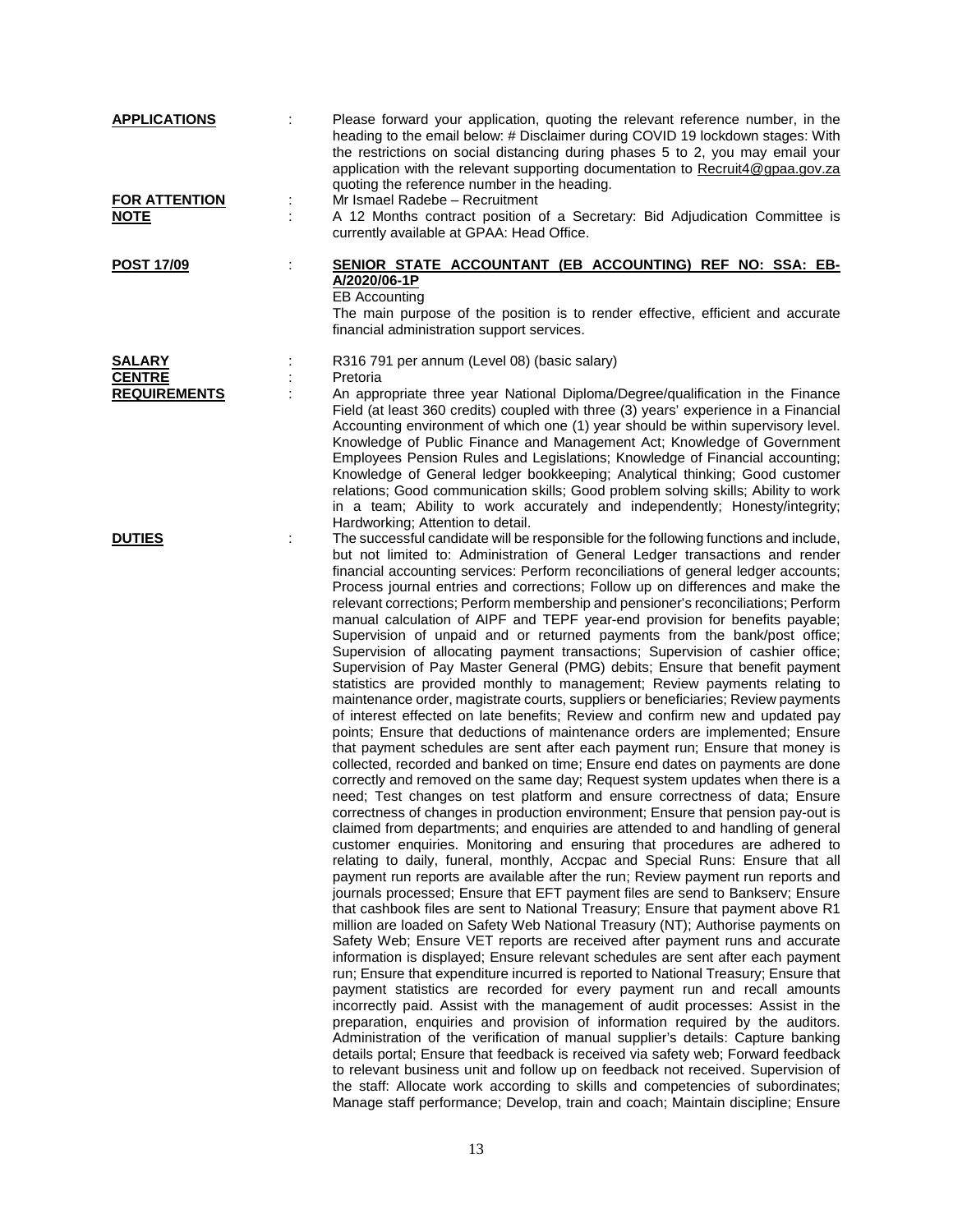**APPLICATIONS** : Please forward your application, quoting the relevant reference number, in the heading to the email below: # Disclaimer during COVID 19 lockdown stages: With the restrictions on social distancing during phases 5 to 2, you may email your application with the relevant supporting documentation to Recruit4@gpaa.gov.za quoting the reference number in the heading.

**FOR ATTENTION** : Mr Ismael Radebe – Recruitment

**NOTE** : A 12 Months contract position of a Secretary: Bid Adjudication Committee is currently available at GPAA: Head Office.

**POST 17/09** : **SENIOR STATE ACCOUNTANT (EB ACCOUNTING) REF NO: SSA: EB-A/2020/06-1P**

EB Accounting

The main purpose of the position is to render effective, efficient and accurate financial administration support services.

**SALARY** : R316 791 per annum (Level 08) (basic salary)

**CENTRE** : Pretoria

**REQUIREMENTS** : An appropriate three year National Diploma/Degree/qualification in the Finance Field (at least 360 credits) coupled with three (3) years' experience in a Financial Accounting environment of which one (1) year should be within supervisory level. Knowledge of Public Finance and Management Act; Knowledge of Government Employees Pension Rules and Legislations; Knowledge of Financial accounting; Knowledge of General ledger bookkeeping; Analytical thinking; Good customer relations; Good communication skills; Good problem solving skills; Ability to work in a team; Ability to work accurately and independently; Honesty/integrity; Hardworking; Attention to detail.

**DUTIES** : The successful candidate will be responsible for the following functions and include, but not limited to: Administration of General Ledger transactions and render financial accounting services: Perform reconciliations of general ledger accounts; Process journal entries and corrections; Follow up on differences and make the relevant corrections; Perform membership and pensioner's reconciliations; Perform manual calculation of AIPF and TEPF year-end provision for benefits payable; Supervision of unpaid and or returned payments from the bank/post office; Supervision of allocating payment transactions; Supervision of cashier office; Supervision of Pay Master General (PMG) debits; Ensure that benefit payment statistics are provided monthly to management; Review payments relating to maintenance order, magistrate courts, suppliers or beneficiaries; Review payments of interest effected on late benefits; Review and confirm new and updated pay points; Ensure that deductions of maintenance orders are implemented; Ensure that payment schedules are sent after each payment run; Ensure that money is collected, recorded and banked on time; Ensure end dates on payments are done correctly and removed on the same day; Request system updates when there is a need; Test changes on test platform and ensure correctness of data; Ensure correctness of changes in production environment; Ensure that pension pay-out is claimed from departments; and enquiries are attended to and handling of general customer enquiries. Monitoring and ensuring that procedures are adhered to relating to daily, funeral, monthly, Accpac and Special Runs: Ensure that all payment run reports are available after the run; Review payment run reports and journals processed; Ensure that EFT payment files are send to Bankserv; Ensure that cashbook files are sent to National Treasury; Ensure that payment above R1 million are loaded on Safety Web National Treasury (NT); Authorise payments on Safety Web; Ensure VET reports are received after payment runs and accurate information is displayed; Ensure relevant schedules are sent after each payment run; Ensure that expenditure incurred is reported to National Treasury; Ensure that payment statistics are recorded for every payment run and recall amounts incorrectly paid. Assist with the management of audit processes: Assist in the preparation, enquiries and provision of information required by the auditors. Administration of the verification of manual supplier's details: Capture banking details portal; Ensure that feedback is received via safety web; Forward feedback to relevant business unit and follow up on feedback not received. Supervision of the staff: Allocate work according to skills and competencies of subordinates; Manage staff performance; Develop, train and coach; Maintain discipline; Ensure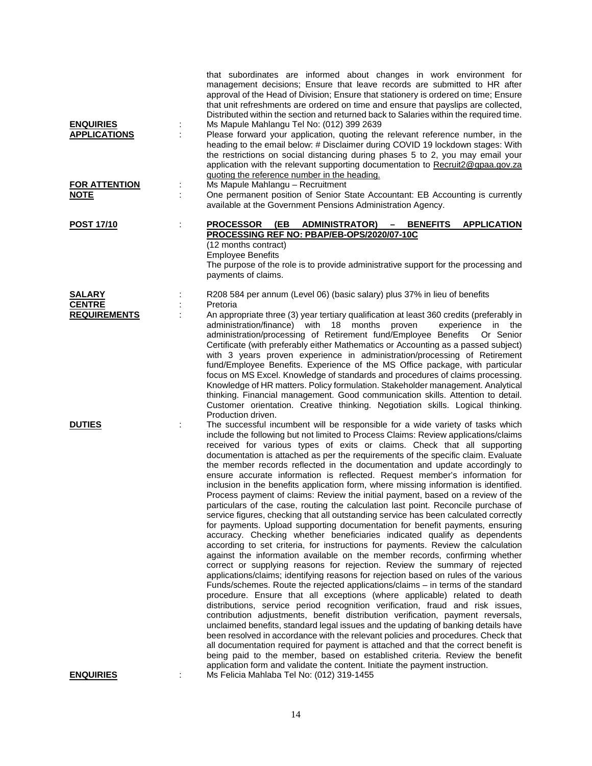that subordinates are informed about changes in work environment for management decisions; Ensure that leave records are submitted to HR after approval of the Head of Division; Ensure that stationery is ordered on time; Ensure that unit refreshments are ordered on time and ensure that payslips are collected, Distributed within the section and returned back to Salaries within the required time.

**ENQUIRIES** : Ms Mapule Mahlangu Tel No: (012) 399 2639

**APPLICATIONS** : Please forward your application, quoting the relevant reference number, in the heading to the email below: # Disclaimer during COVID 19 lockdown stages: With the restrictions on social distancing during phases 5 to 2, you may email your application with the relevant supporting documentation to Recruit2@gpaa.gov.za quoting the reference number in the heading.

**FOR ATTENTION** : Ms Mapule Mahlangu – Recruitment

**NOTE** : One permanent position of Senior State Accountant: EB Accounting is currently available at the Government Pensions Administration Agency.

**POST 17/10** : **PROCESSOR (EB ADMINISTRATOR) – BENEFITS APPLICATION PROCESSING REF NO: PBAP/EB-OPS/2020/07-10C**

(12 months contract)
Employee Benefits
The purpose of the role is to provide administrative support for the processing and payments of claims.

**SALARY** : R208 584 per annum (Level 06) (basic salary) plus 37% in lieu of benefits

**CENTRE** : Pretoria

**REQUIREMENTS** : An appropriate three (3) year tertiary qualification at least 360 credits (preferably in administration/finance) with 18 months proven experience in the administration/processing of Retirement fund/Employee Benefits Or Senior Certificate (with preferably either Mathematics or Accounting as a passed subject) with 3 years proven experience in administration/processing of Retirement fund/Employee Benefits. Experience of the MS Office package, with particular focus on MS Excel. Knowledge of standards and procedures of claims processing. Knowledge of HR matters. Policy formulation. Stakeholder management. Analytical thinking. Financial management. Good communication skills. Attention to detail. Customer orientation. Creative thinking. Negotiation skills. Logical thinking. Production driven.

**DUTIES** : The successful incumbent will be responsible for a wide variety of tasks which include the following but not limited to Process Claims: Review applications/claims received for various types of exits or claims. Check that all supporting documentation is attached as per the requirements of the specific claim. Evaluate the member records reflected in the documentation and update accordingly to ensure accurate information is reflected. Request member's information for inclusion in the benefits application form, where missing information is identified. Process payment of claims: Review the initial payment, based on a review of the particulars of the case, routing the calculation last point. Reconcile purchase of service figures, checking that all outstanding service has been calculated correctly for payments. Upload supporting documentation for benefit payments, ensuring accuracy. Checking whether beneficiaries indicated qualify as dependents according to set criteria, for instructions for payments. Review the calculation against the information available on the member records, confirming whether correct or supplying reasons for rejection. Review the summary of rejected applications/claims; identifying reasons for rejection based on rules of the various Funds/schemes. Route the rejected applications/claims – in terms of the standard procedure. Ensure that all exceptions (where applicable) related to death distributions, service period recognition verification, fraud and risk issues, contribution adjustments, benefit distribution verification, payment reversals, unclaimed benefits, standard legal issues and the updating of banking details have been resolved in accordance with the relevant policies and procedures. Check that all documentation required for payment is attached and that the correct benefit is being paid to the member, based on established criteria. Review the benefit application form and validate the content. Initiate the payment instruction.

**ENQUIRIES** : Ms Felicia Mahlaba Tel No: (012) 319-1455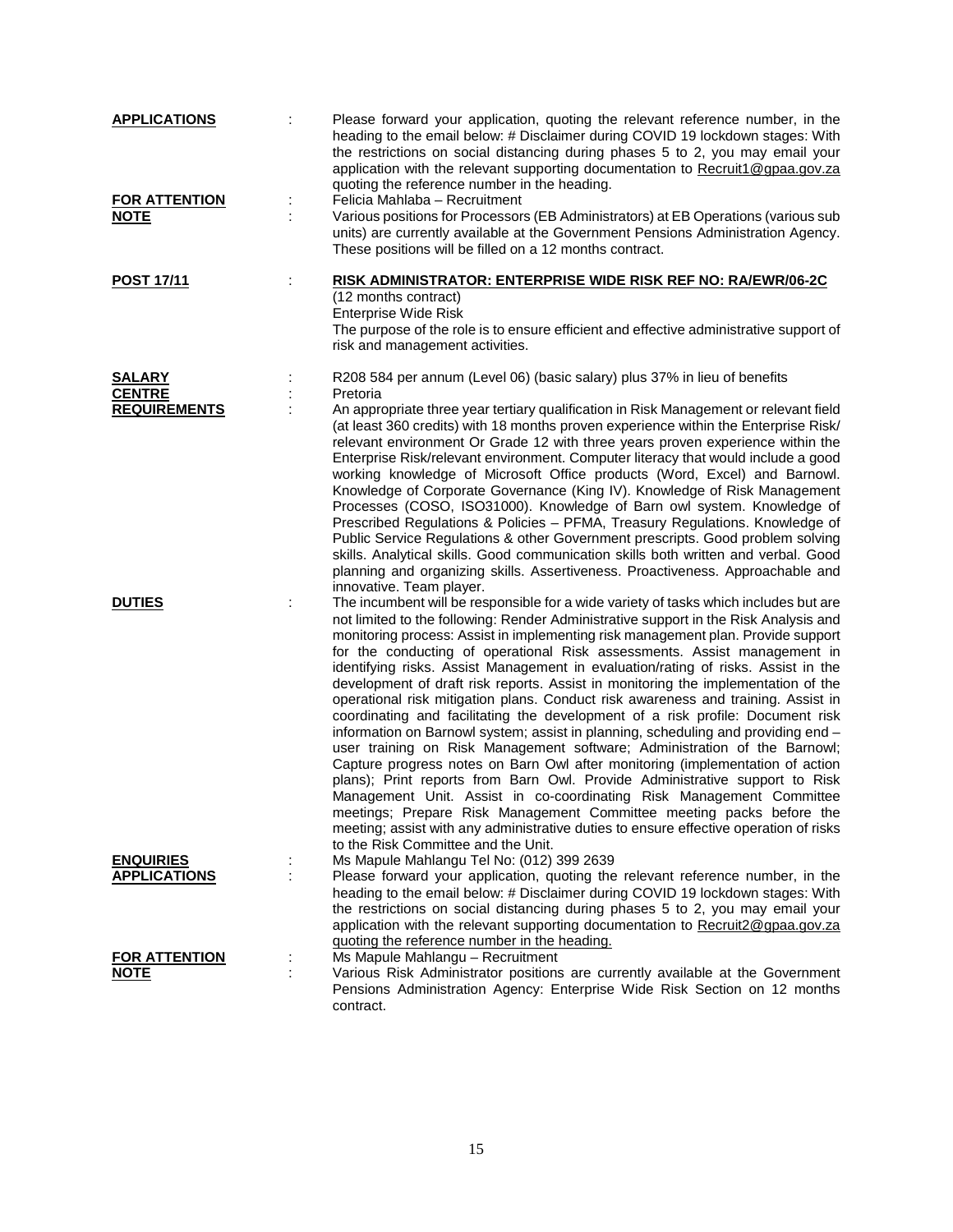**APPLICATIONS** : Please forward your application, quoting the relevant reference number, in the heading to the email below: # Disclaimer during COVID 19 lockdown stages: With the restrictions on social distancing during phases 5 to 2, you may email your application with the relevant supporting documentation to Recruit1@gpaa.gov.za quoting the reference number in the heading.

**FOR ATTENTION** : Felicia Mahlaba – Recruitment

**NOTE** : Various positions for Processors (EB Administrators) at EB Operations (various sub units) are currently available at the Government Pensions Administration Agency. These positions will be filled on a 12 months contract.

**POST 17/11** : **RISK ADMINISTRATOR: ENTERPRISE WIDE RISK REF NO: RA/EWR/06-2C**
(12 months contract)
Enterprise Wide Risk
The purpose of the role is to ensure efficient and effective administrative support of risk and management activities.

**SALARY** : R208 584 per annum (Level 06) (basic salary) plus 37% in lieu of benefits

**CENTRE** : Pretoria

**REQUIREMENTS** : An appropriate three year tertiary qualification in Risk Management or relevant field (at least 360 credits) with 18 months proven experience within the Enterprise Risk/ relevant environment Or Grade 12 with three years proven experience within the Enterprise Risk/relevant environment. Computer literacy that would include a good working knowledge of Microsoft Office products (Word, Excel) and Barnowl. Knowledge of Corporate Governance (King IV). Knowledge of Risk Management Processes (COSO, ISO31000). Knowledge of Barn owl system. Knowledge of Prescribed Regulations & Policies – PFMA, Treasury Regulations. Knowledge of Public Service Regulations & other Government prescripts. Good problem solving skills. Analytical skills. Good communication skills both written and verbal. Good planning and organizing skills. Assertiveness. Proactiveness. Approachable and innovative. Team player.

**DUTIES** : The incumbent will be responsible for a wide variety of tasks which includes but are not limited to the following: Render Administrative support in the Risk Analysis and monitoring process: Assist in implementing risk management plan. Provide support for the conducting of operational Risk assessments. Assist management in identifying risks. Assist Management in evaluation/rating of risks. Assist in the development of draft risk reports. Assist in monitoring the implementation of the operational risk mitigation plans. Conduct risk awareness and training. Assist in coordinating and facilitating the development of a risk profile: Document risk information on Barnowl system; assist in planning, scheduling and providing end – user training on Risk Management software; Administration of the Barnowl; Capture progress notes on Barn Owl after monitoring (implementation of action plans); Print reports from Barn Owl. Provide Administrative support to Risk Management Unit. Assist in co-coordinating Risk Management Committee meetings; Prepare Risk Management Committee meeting packs before the meeting; assist with any administrative duties to ensure effective operation of risks to the Risk Committee and the Unit.

**ENQUIRIES** : Ms Mapule Mahlangu Tel No: (012) 399 2639

**APPLICATIONS** : Please forward your application, quoting the relevant reference number, in the heading to the email below: # Disclaimer during COVID 19 lockdown stages: With the restrictions on social distancing during phases 5 to 2, you may email your application with the relevant supporting documentation to Recruit2@gpaa.gov.za quoting the reference number in the heading.

**FOR ATTENTION** : Ms Mapule Mahlangu – Recruitment

**NOTE** : Various Risk Administrator positions are currently available at the Government Pensions Administration Agency: Enterprise Wide Risk Section on 12 months contract.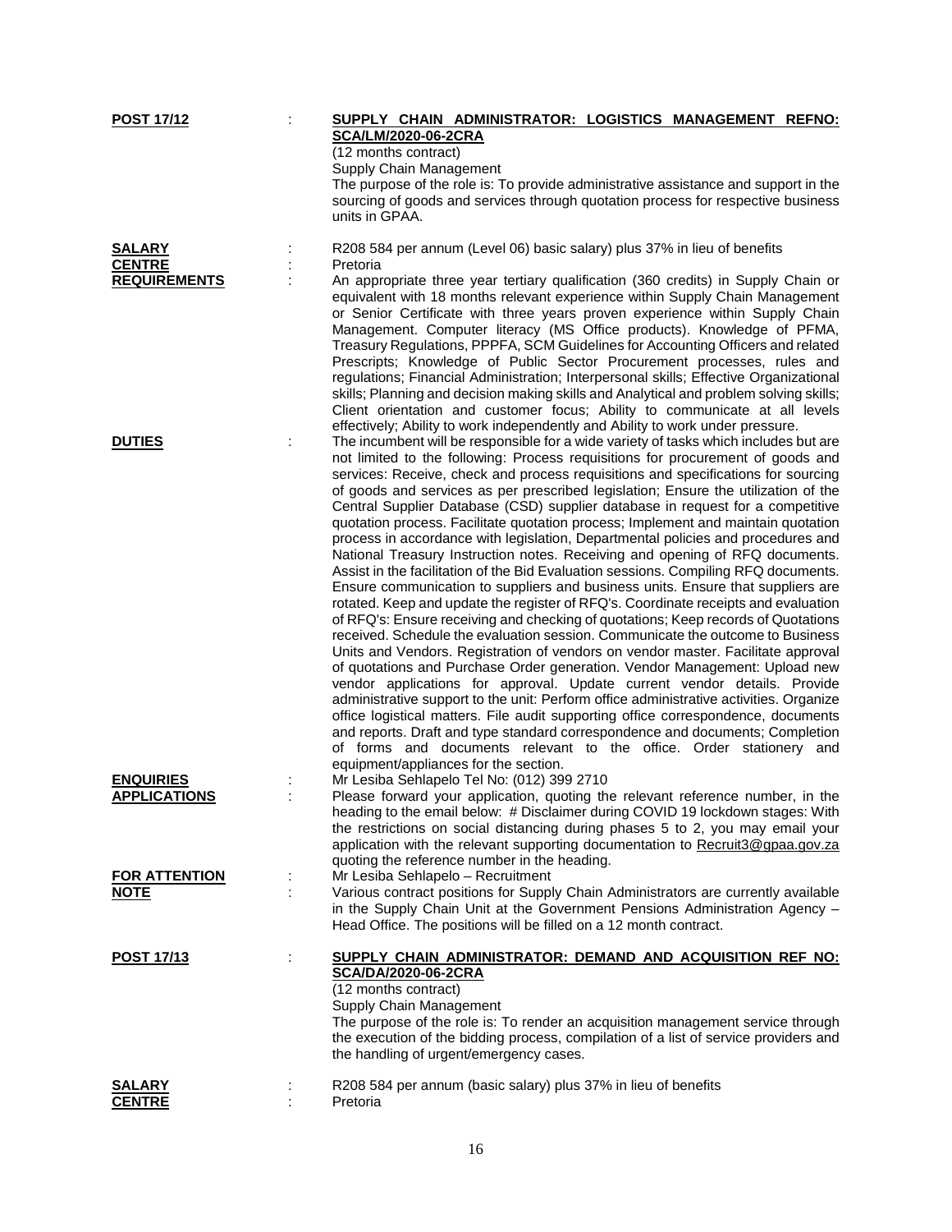**POST 17/12** : **SUPPLY CHAIN ADMINISTRATOR: LOGISTICS MANAGEMENT REFNO: SCA/LM/2020-06-2CRA**
(12 months contract)
Supply Chain Management
The purpose of the role is: To provide administrative assistance and support in the sourcing of goods and services through quotation process for respective business units in GPAA.

**SALARY** : R208 584 per annum (Level 06) basic salary) plus 37% in lieu of benefits

**CENTRE** : Pretoria

**REQUIREMENTS** : An appropriate three year tertiary qualification (360 credits) in Supply Chain or equivalent with 18 months relevant experience within Supply Chain Management or Senior Certificate with three years proven experience within Supply Chain Management. Computer literacy (MS Office products). Knowledge of PFMA, Treasury Regulations, PPPFA, SCM Guidelines for Accounting Officers and related Prescripts; Knowledge of Public Sector Procurement processes, rules and regulations; Financial Administration; Interpersonal skills; Effective Organizational skills; Planning and decision making skills and Analytical and problem solving skills; Client orientation and customer focus; Ability to communicate at all levels effectively; Ability to work independently and Ability to work under pressure.

**DUTIES** : The incumbent will be responsible for a wide variety of tasks which includes but are not limited to the following: Process requisitions for procurement of goods and services: Receive, check and process requisitions and specifications for sourcing of goods and services as per prescribed legislation; Ensure the utilization of the Central Supplier Database (CSD) supplier database in request for a competitive quotation process. Facilitate quotation process; Implement and maintain quotation process in accordance with legislation, Departmental policies and procedures and National Treasury Instruction notes. Receiving and opening of RFQ documents. Assist in the facilitation of the Bid Evaluation sessions. Compiling RFQ documents. Ensure communication to suppliers and business units. Ensure that suppliers are rotated. Keep and update the register of RFQ's. Coordinate receipts and evaluation of RFQ's: Ensure receiving and checking of quotations; Keep records of Quotations received. Schedule the evaluation session. Communicate the outcome to Business Units and Vendors. Registration of vendors on vendor master. Facilitate approval of quotations and Purchase Order generation. Vendor Management: Upload new vendor applications for approval. Update current vendor details. Provide administrative support to the unit: Perform office administrative activities. Organize office logistical matters. File audit supporting office correspondence, documents and reports. Draft and type standard correspondence and documents; Completion of forms and documents relevant to the office. Order stationery and equipment/appliances for the section.

**ENQUIRIES** : Mr Lesiba Sehlapelo Tel No: (012) 399 2710

**APPLICATIONS** : Please forward your application, quoting the relevant reference number, in the heading to the email below: # Disclaimer during COVID 19 lockdown stages: With the restrictions on social distancing during phases 5 to 2, you may email your application with the relevant supporting documentation to Recruit3@gpaa.gov.za quoting the reference number in the heading.

**FOR ATTENTION** : Mr Lesiba Sehlapelo – Recruitment

**NOTE** : Various contract positions for Supply Chain Administrators are currently available in the Supply Chain Unit at the Government Pensions Administration Agency – Head Office. The positions will be filled on a 12 month contract.

**POST 17/13** : **SUPPLY CHAIN ADMINISTRATOR: DEMAND AND ACQUISITION REF NO: SCA/DA/2020-06-2CRA**
(12 months contract)
Supply Chain Management
The purpose of the role is: To render an acquisition management service through the execution of the bidding process, compilation of a list of service providers and the handling of urgent/emergency cases.

**SALARY** : R208 584 per annum (basic salary) plus 37% in lieu of benefits

**CENTRE** : Pretoria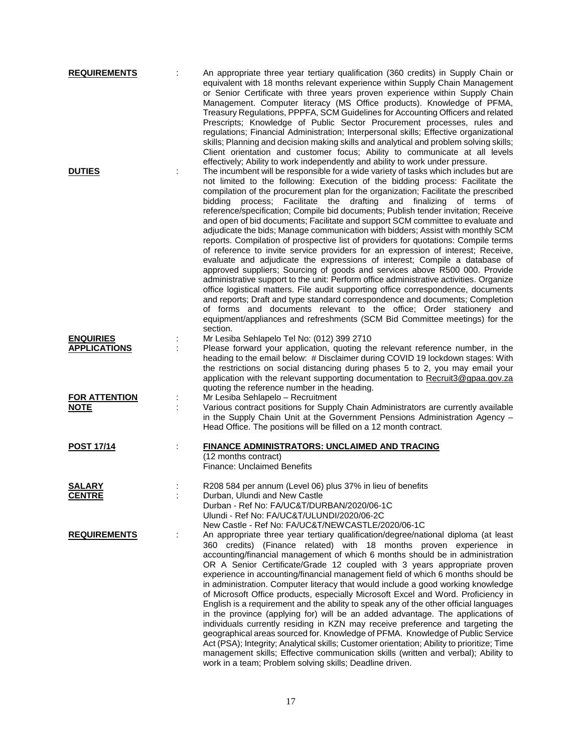**REQUIREMENTS** : An appropriate three year tertiary qualification (360 credits) in Supply Chain or equivalent with 18 months relevant experience within Supply Chain Management or Senior Certificate with three years proven experience within Supply Chain Management. Computer literacy (MS Office products). Knowledge of PFMA, Treasury Regulations, PPPFA, SCM Guidelines for Accounting Officers and related Prescripts; Knowledge of Public Sector Procurement processes, rules and regulations; Financial Administration; Interpersonal skills; Effective organizational skills; Planning and decision making skills and analytical and problem solving skills; Client orientation and customer focus; Ability to communicate at all levels effectively; Ability to work independently and ability to work under pressure.

**DUTIES** : The incumbent will be responsible for a wide variety of tasks which includes but are not limited to the following: Execution of the bidding process: Facilitate the compilation of the procurement plan for the organization; Facilitate the prescribed bidding process; Facilitate the drafting and finalizing of terms of reference/specification; Compile bid documents; Publish tender invitation; Receive and open of bid documents; Facilitate and support SCM committee to evaluate and adjudicate the bids; Manage communication with bidders; Assist with monthly SCM reports. Compilation of prospective list of providers for quotations: Compile terms of reference to invite service providers for an expression of interest; Receive, evaluate and adjudicate the expressions of interest; Compile a database of approved suppliers; Sourcing of goods and services above R500 000. Provide administrative support to the unit: Perform office administrative activities. Organize office logistical matters. File audit supporting office correspondence, documents and reports; Draft and type standard correspondence and documents; Completion of forms and documents relevant to the office; Order stationery and equipment/appliances and refreshments (SCM Bid Committee meetings) for the section.

**ENQUIRIES** : Mr Lesiba Sehlapelo Tel No: (012) 399 2710

**APPLICATIONS** : Please forward your application, quoting the relevant reference number, in the heading to the email below: # Disclaimer during COVID 19 lockdown stages: With the restrictions on social distancing during phases 5 to 2, you may email your application with the relevant supporting documentation to Recruit3@gpaa.gov.za quoting the reference number in the heading.

**FOR ATTENTION** : Mr Lesiba Sehlapelo – Recruitment

**NOTE** : Various contract positions for Supply Chain Administrators are currently available in the Supply Chain Unit at the Government Pensions Administration Agency – Head Office. The positions will be filled on a 12 month contract.

## POST 17/14 : FINANCE ADMINISTRATORS: UNCLAIMED AND TRACING

(12 months contract)
Finance: Unclaimed Benefits

**SALARY** : R208 584 per annum (Level 06) plus 37% in lieu of benefits

**CENTRE** : Durban, Ulundi and New Castle
Durban - Ref No: FA/UC&T/DURBAN/2020/06-1C
Ulundi - Ref No: FA/UC&T/ULUNDI/2020/06-2C
New Castle - Ref No: FA/UC&T/NEWCASTLE/2020/06-1C

**REQUIREMENTS** : An appropriate three year tertiary qualification/degree/national diploma (at least 360 credits) (Finance related) with 18 months proven experience in accounting/financial management of which 6 months should be in administration OR A Senior Certificate/Grade 12 coupled with 3 years appropriate proven experience in accounting/financial management field of which 6 months should be in administration. Computer literacy that would include a good working knowledge of Microsoft Office products, especially Microsoft Excel and Word. Proficiency in English is a requirement and the ability to speak any of the other official languages in the province (applying for) will be an added advantage. The applications of individuals currently residing in KZN may receive preference and targeting the geographical areas sourced for. Knowledge of PFMA. Knowledge of Public Service Act (PSA); Integrity; Analytical skills; Customer orientation; Ability to prioritize; Time management skills; Effective communication skills (written and verbal); Ability to work in a team; Problem solving skills; Deadline driven.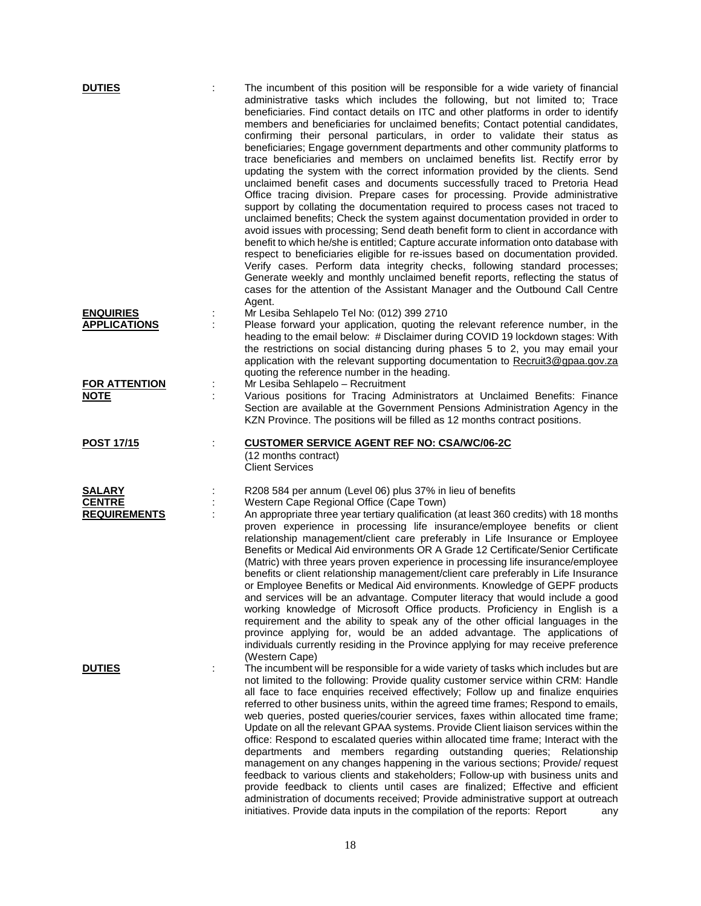**DUTIES** : The incumbent of this position will be responsible for a wide variety of financial administrative tasks which includes the following, but not limited to; Trace beneficiaries. Find contact details on ITC and other platforms in order to identify members and beneficiaries for unclaimed benefits; Contact potential candidates, confirming their personal particulars, in order to validate their status as beneficiaries; Engage government departments and other community platforms to trace beneficiaries and members on unclaimed benefits list. Rectify error by updating the system with the correct information provided by the clients. Send unclaimed benefit cases and documents successfully traced to Pretoria Head Office tracing division. Prepare cases for processing. Provide administrative support by collating the documentation required to process cases not traced to unclaimed benefits; Check the system against documentation provided in order to avoid issues with processing; Send death benefit form to client in accordance with benefit to which he/she is entitled; Capture accurate information onto database with respect to beneficiaries eligible for re-issues based on documentation provided. Verify cases. Perform data integrity checks, following standard processes; Generate weekly and monthly unclaimed benefit reports, reflecting the status of cases for the attention of the Assistant Manager and the Outbound Call Centre Agent.

**ENQUIRIES** : Mr Lesiba Sehlapelo Tel No: (012) 399 2710

**APPLICATIONS** : Please forward your application, quoting the relevant reference number, in the heading to the email below: # Disclaimer during COVID 19 lockdown stages: With the restrictions on social distancing during phases 5 to 2, you may email your application with the relevant supporting documentation to Recruit3@gpaa.gov.za quoting the reference number in the heading.

**FOR ATTENTION** : Mr Lesiba Sehlapelo – Recruitment

**NOTE** : Various positions for Tracing Administrators at Unclaimed Benefits: Finance Section are available at the Government Pensions Administration Agency in the KZN Province. The positions will be filled as 12 months contract positions.

**POST 17/15** : **CUSTOMER SERVICE AGENT REF NO: CSA/WC/06-2C**
(12 months contract)
Client Services

**SALARY** : R208 584 per annum (Level 06) plus 37% in lieu of benefits

**CENTRE** : Western Cape Regional Office (Cape Town)

**REQUIREMENTS** : An appropriate three year tertiary qualification (at least 360 credits) with 18 months proven experience in processing life insurance/employee benefits or client relationship management/client care preferably in Life Insurance or Employee Benefits or Medical Aid environments OR A Grade 12 Certificate/Senior Certificate (Matric) with three years proven experience in processing life insurance/employee benefits or client relationship management/client care preferably in Life Insurance or Employee Benefits or Medical Aid environments. Knowledge of GEPF products and services will be an advantage. Computer literacy that would include a good working knowledge of Microsoft Office products. Proficiency in English is a requirement and the ability to speak any of the other official languages in the province applying for, would be an added advantage. The applications of individuals currently residing in the Province applying for may receive preference (Western Cape)

**DUTIES** : The incumbent will be responsible for a wide variety of tasks which includes but are not limited to the following: Provide quality customer service within CRM: Handle all face to face enquiries received effectively; Follow up and finalize enquiries referred to other business units, within the agreed time frames; Respond to emails, web queries, posted queries/courier services, faxes within allocated time frame; Update on all the relevant GPAA systems. Provide Client liaison services within the office: Respond to escalated queries within allocated time frame; Interact with the departments and members regarding outstanding queries; Relationship management on any changes happening in the various sections; Provide/ request feedback to various clients and stakeholders; Follow-up with business units and provide feedback to clients until cases are finalized; Effective and efficient administration of documents received; Provide administrative support at outreach initiatives. Provide data inputs in the compilation of the reports: Report any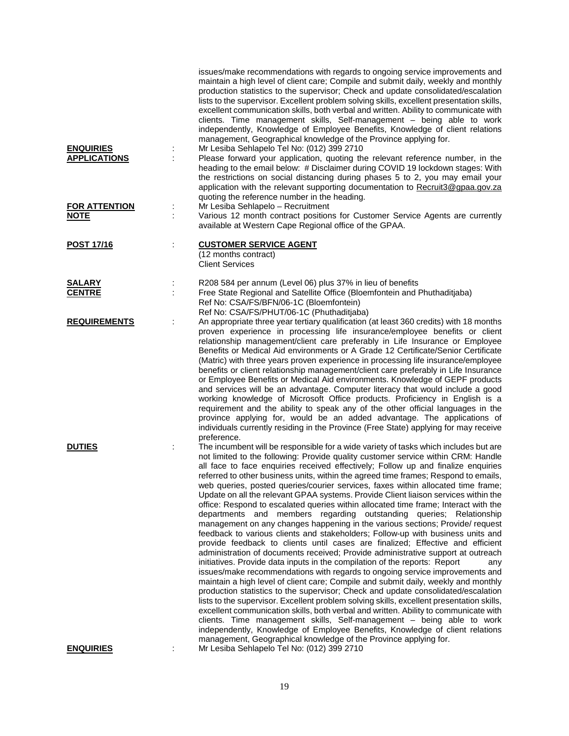issues/make recommendations with regards to ongoing service improvements and maintain a high level of client care; Compile and submit daily, weekly and monthly production statistics to the supervisor; Check and update consolidated/escalation lists to the supervisor. Excellent problem solving skills, excellent presentation skills, excellent communication skills, both verbal and written. Ability to communicate with clients. Time management skills, Self-management – being able to work independently, Knowledge of Employee Benefits, Knowledge of client relations management, Geographical knowledge of the Province applying for.

**ENQUIRIES** : Mr Lesiba Sehlapelo Tel No: (012) 399 2710

**APPLICATIONS** : Please forward your application, quoting the relevant reference number, in the heading to the email below: # Disclaimer during COVID 19 lockdown stages: With the restrictions on social distancing during phases 5 to 2, you may email your application with the relevant supporting documentation to Recruit3@gpaa.gov.za quoting the reference number in the heading.

**FOR ATTENTION** : Mr Lesiba Sehlapelo – Recruitment

**NOTE** : Various 12 month contract positions for Customer Service Agents are currently available at Western Cape Regional office of the GPAA.

**POST 17/16** : **CUSTOMER SERVICE AGENT**
(12 months contract)
Client Services

**SALARY** : R208 584 per annum (Level 06) plus 37% in lieu of benefits

**CENTRE** : Free State Regional and Satellite Office (Bloemfontein and Phuthaditjaba)
Ref No: CSA/FS/BFN/06-1C (Bloemfontein)
Ref No: CSA/FS/PHUT/06-1C (Phuthaditjaba)

**REQUIREMENTS** : An appropriate three year tertiary qualification (at least 360 credits) with 18 months proven experience in processing life insurance/employee benefits or client relationship management/client care preferably in Life Insurance or Employee Benefits or Medical Aid environments or A Grade 12 Certificate/Senior Certificate (Matric) with three years proven experience in processing life insurance/employee benefits or client relationship management/client care preferably in Life Insurance or Employee Benefits or Medical Aid environments. Knowledge of GEPF products and services will be an advantage. Computer literacy that would include a good working knowledge of Microsoft Office products. Proficiency in English is a requirement and the ability to speak any of the other official languages in the province applying for, would be an added advantage. The applications of individuals currently residing in the Province (Free State) applying for may receive preference.

**DUTIES** : The incumbent will be responsible for a wide variety of tasks which includes but are not limited to the following: Provide quality customer service within CRM: Handle all face to face enquiries received effectively; Follow up and finalize enquiries referred to other business units, within the agreed time frames; Respond to emails, web queries, posted queries/courier services, faxes within allocated time frame; Update on all the relevant GPAA systems. Provide Client liaison services within the office: Respond to escalated queries within allocated time frame; Interact with the departments and members regarding outstanding queries; Relationship management on any changes happening in the various sections; Provide/ request feedback to various clients and stakeholders; Follow-up with business units and provide feedback to clients until cases are finalized; Effective and efficient administration of documents received; Provide administrative support at outreach initiatives. Provide data inputs in the compilation of the reports: Report any issues/make recommendations with regards to ongoing service improvements and maintain a high level of client care; Compile and submit daily, weekly and monthly production statistics to the supervisor; Check and update consolidated/escalation lists to the supervisor. Excellent problem solving skills, excellent presentation skills, excellent communication skills, both verbal and written. Ability to communicate with clients. Time management skills, Self-management – being able to work independently, Knowledge of Employee Benefits, Knowledge of client relations management, Geographical knowledge of the Province applying for.

**ENQUIRIES** : Mr Lesiba Sehlapelo Tel No: (012) 399 2710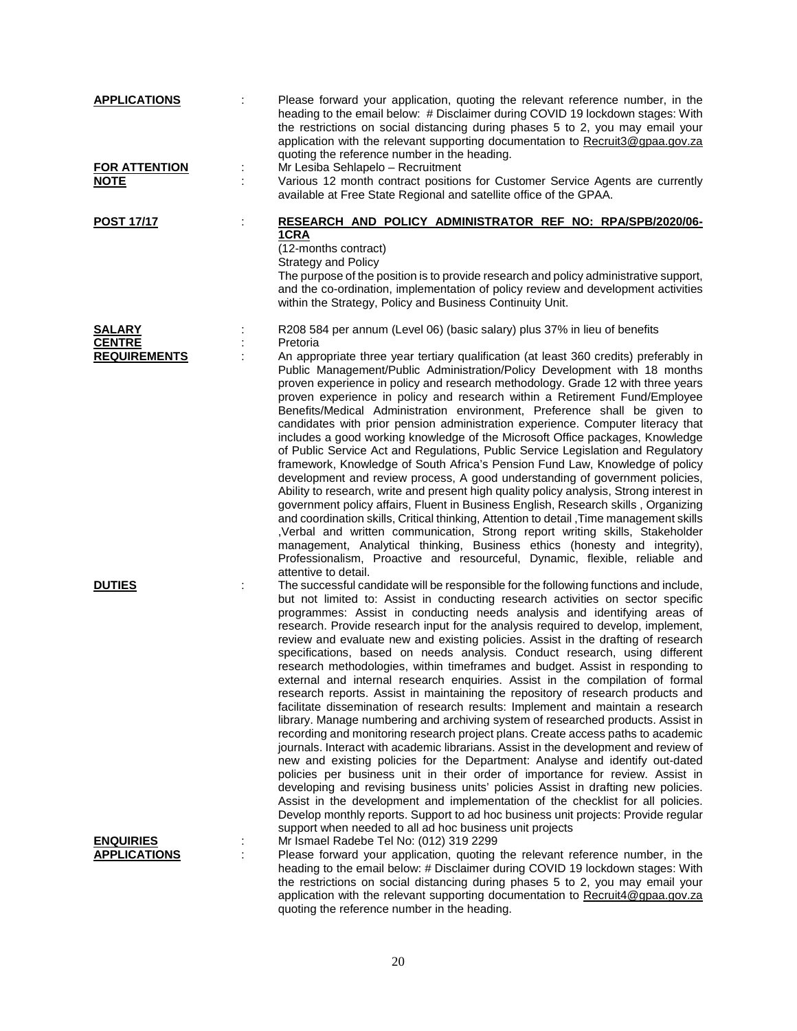**APPLICATIONS** : Please forward your application, quoting the relevant reference number, in the heading to the email below: # Disclaimer during COVID 19 lockdown stages: With the restrictions on social distancing during phases 5 to 2, you may email your application with the relevant supporting documentation to Recruit3@gpaa.gov.za quoting the reference number in the heading.

**FOR ATTENTION** : Mr Lesiba Sehlapelo – Recruitment

**NOTE** : Various 12 month contract positions for Customer Service Agents are currently available at Free State Regional and satellite office of the GPAA.

**POST 17/17** : **RESEARCH AND POLICY ADMINISTRATOR REF NO: RPA/SPB/2020/06-1CRA**

(12-months contract)

Strategy and Policy

The purpose of the position is to provide research and policy administrative support, and the co-ordination, implementation of policy review and development activities within the Strategy, Policy and Business Continuity Unit.

**SALARY** : R208 584 per annum (Level 06) (basic salary) plus 37% in lieu of benefits

**CENTRE** : Pretoria

**REQUIREMENTS** : An appropriate three year tertiary qualification (at least 360 credits) preferably in Public Management/Public Administration/Policy Development with 18 months proven experience in policy and research methodology. Grade 12 with three years proven experience in policy and research within a Retirement Fund/Employee Benefits/Medical Administration environment, Preference shall be given to candidates with prior pension administration experience. Computer literacy that includes a good working knowledge of the Microsoft Office packages, Knowledge of Public Service Act and Regulations, Public Service Legislation and Regulatory framework, Knowledge of South Africa's Pension Fund Law, Knowledge of policy development and review process, A good understanding of government policies, Ability to research, write and present high quality policy analysis, Strong interest in government policy affairs, Fluent in Business English, Research skills , Organizing and coordination skills, Critical thinking, Attention to detail ,Time management skills ,Verbal and written communication, Strong report writing skills, Stakeholder management, Analytical thinking, Business ethics (honesty and integrity), Professionalism, Proactive and resourceful, Dynamic, flexible, reliable and attentive to detail.

**DUTIES** : The successful candidate will be responsible for the following functions and include, but not limited to: Assist in conducting research activities on sector specific programmes: Assist in conducting needs analysis and identifying areas of research. Provide research input for the analysis required to develop, implement, review and evaluate new and existing policies. Assist in the drafting of research specifications, based on needs analysis. Conduct research, using different research methodologies, within timeframes and budget. Assist in responding to external and internal research enquiries. Assist in the compilation of formal research reports. Assist in maintaining the repository of research products and facilitate dissemination of research results: Implement and maintain a research library. Manage numbering and archiving system of researched products. Assist in recording and monitoring research project plans. Create access paths to academic journals. Interact with academic librarians. Assist in the development and review of new and existing policies for the Department: Analyse and identify out-dated policies per business unit in their order of importance for review. Assist in developing and revising business units' policies Assist in drafting new policies. Assist in the development and implementation of the checklist for all policies. Develop monthly reports. Support to ad hoc business unit projects: Provide regular support when needed to all ad hoc business unit projects

**ENQUIRIES** : Mr Ismael Radebe Tel No: (012) 319 2299

**APPLICATIONS** : Please forward your application, quoting the relevant reference number, in the heading to the email below: # Disclaimer during COVID 19 lockdown stages: With the restrictions on social distancing during phases 5 to 2, you may email your application with the relevant supporting documentation to Recruit4@gpaa.gov.za quoting the reference number in the heading.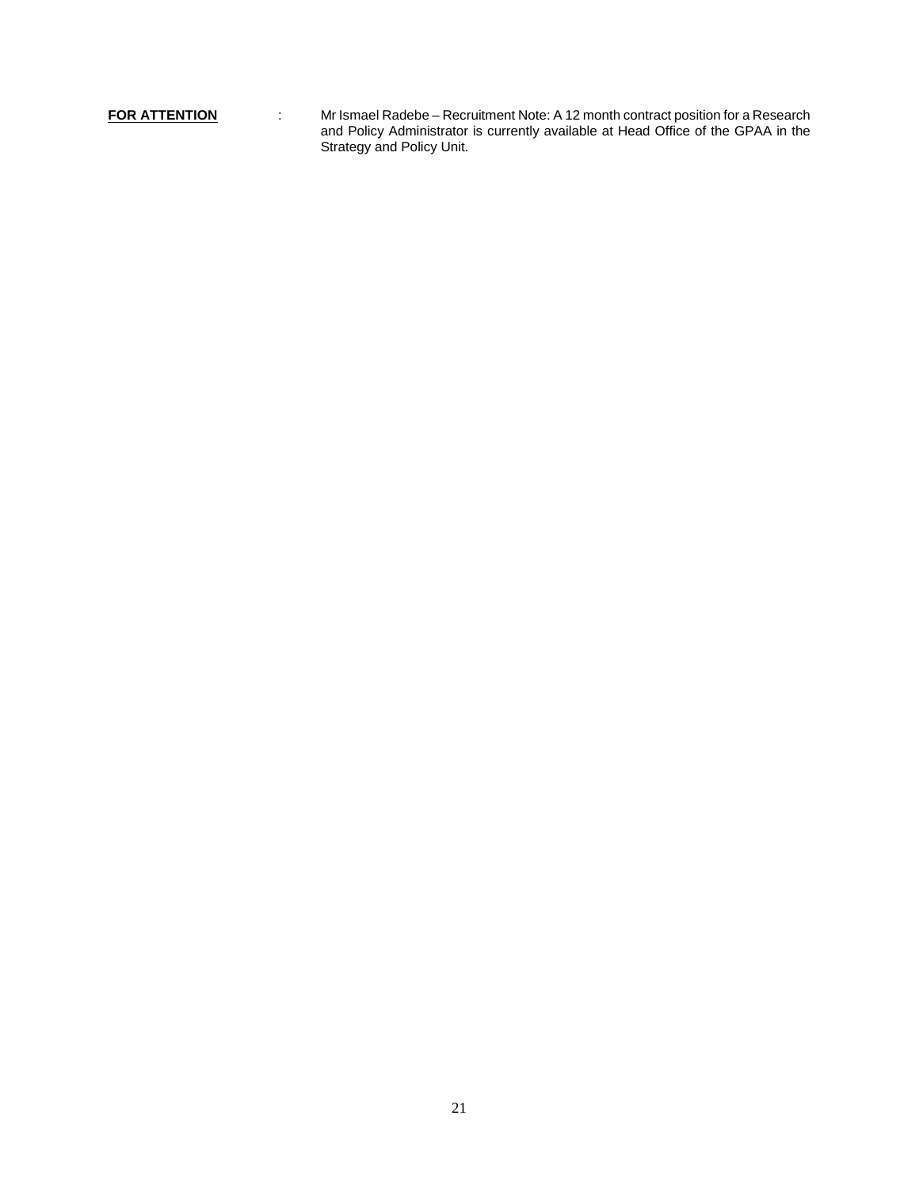**FOR ATTENTION** : Mr Ismael Radebe – Recruitment Note: A 12 month contract position for a Research and Policy Administrator is currently available at Head Office of the GPAA in the Strategy and Policy Unit.